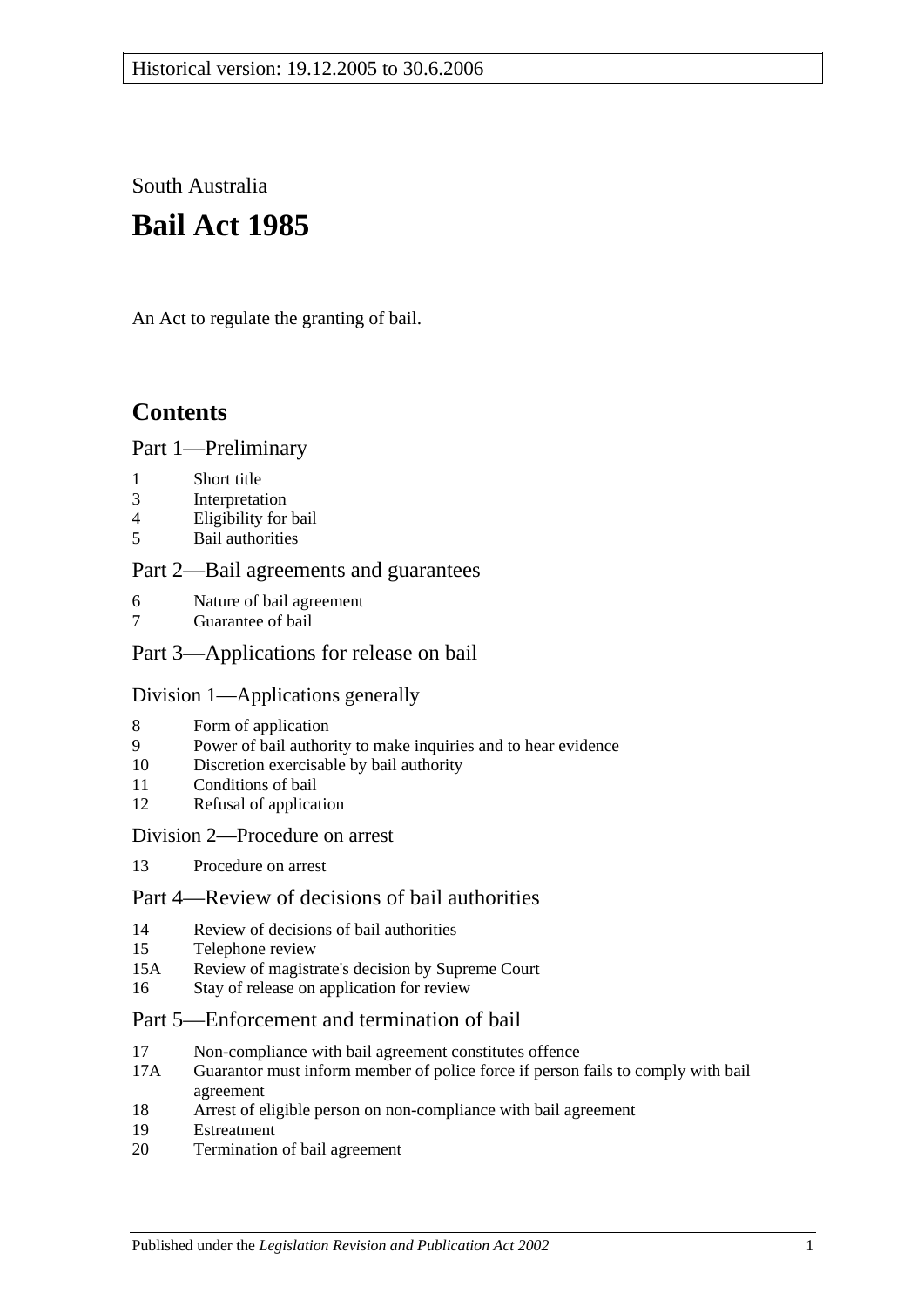Historical version: 19.12.2005 to 30.6.2006

South Australia

# Bail Act 1985

An Act to regulate the granting of bail.

## Contents

### Part 1—Preliminary

1 Short title
3 Interpretation
4 Eligibility for bail
5 Bail authorities

### Part 2—Bail agreements and guarantees

6 Nature of bail agreement
7 Guarantee of bail

### Part 3—Applications for release on bail

#### Division 1—Applications generally

8 Form of application
9 Power of bail authority to make inquiries and to hear evidence
10 Discretion exercisable by bail authority
11 Conditions of bail
12 Refusal of application

#### Division 2—Procedure on arrest

13 Procedure on arrest

### Part 4—Review of decisions of bail authorities

14 Review of decisions of bail authorities
15 Telephone review
15A Review of magistrate's decision by Supreme Court
16 Stay of release on application for review

### Part 5—Enforcement and termination of bail

17 Non-compliance with bail agreement constitutes offence
17A Guarantor must inform member of police force if person fails to comply with bail agreement
18 Arrest of eligible person on non-compliance with bail agreement
19 Estreatment
20 Termination of bail agreement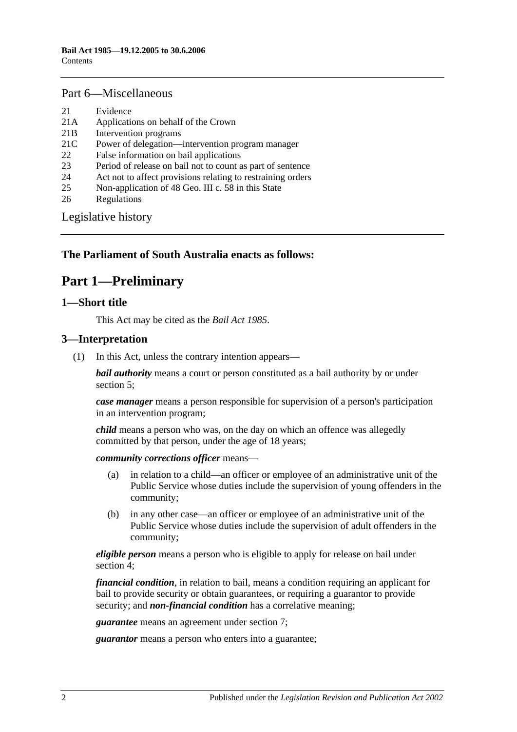## Part 6—Miscellaneous

21 Evidence
21A Applications on behalf of the Crown
21B Intervention programs
21C Power of delegation—intervention program manager
22 False information on bail applications
23 Period of release on bail not to count as part of sentence
24 Act not to affect provisions relating to restraining orders
25 Non-application of 48 Geo. III c. 58 in this State
26 Regulations

Legislative history

**The Parliament of South Australia enacts as follows:**

# Part 1—Preliminary

## 1—Short title

This Act may be cited as the *Bail Act 1985*.

## 3—Interpretation

(1) In this Act, unless the contrary intention appears—

***bail authority*** means a court or person constituted as a bail authority by or under section 5;

***case manager*** means a person responsible for supervision of a person's participation in an intervention program;

***child*** means a person who was, on the day on which an offence was allegedly committed by that person, under the age of 18 years;

***community corrections officer*** means—

(a) in relation to a child—an officer or employee of an administrative unit of the Public Service whose duties include the supervision of young offenders in the community;

(b) in any other case—an officer or employee of an administrative unit of the Public Service whose duties include the supervision of adult offenders in the community;

***eligible person*** means a person who is eligible to apply for release on bail under section 4;

***financial condition***, in relation to bail, means a condition requiring an applicant for bail to provide security or obtain guarantees, or requiring a guarantor to provide security; and ***non-financial condition*** has a correlative meaning;

***guarantee*** means an agreement under section 7;

***guarantor*** means a person who enters into a guarantee;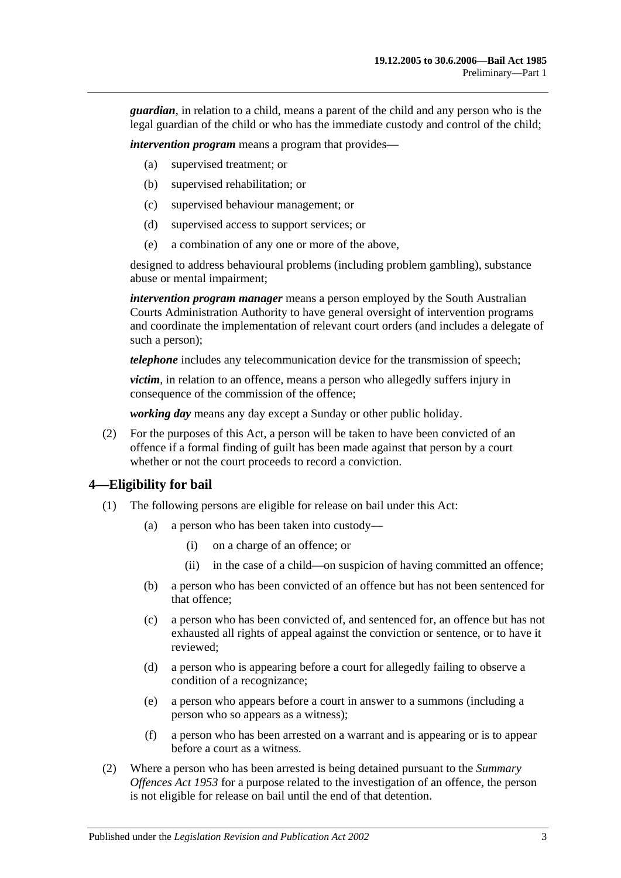***guardian***, in relation to a child, means a parent of the child and any person who is the legal guardian of the child or who has the immediate custody and control of the child;

***intervention program*** means a program that provides—

- (a) supervised treatment; or
- (b) supervised rehabilitation; or
- (c) supervised behaviour management; or
- (d) supervised access to support services; or
- (e) a combination of any one or more of the above,

designed to address behavioural problems (including problem gambling), substance abuse or mental impairment;

***intervention program manager*** means a person employed by the South Australian Courts Administration Authority to have general oversight of intervention programs and coordinate the implementation of relevant court orders (and includes a delegate of such a person);

***telephone*** includes any telecommunication device for the transmission of speech;

***victim***, in relation to an offence, means a person who allegedly suffers injury in consequence of the commission of the offence;

***working day*** means any day except a Sunday or other public holiday.

(2) For the purposes of this Act, a person will be taken to have been convicted of an offence if a formal finding of guilt has been made against that person by a court whether or not the court proceeds to record a conviction.

## 4—Eligibility for bail

(1) The following persons are eligible for release on bail under this Act:

- (a) a person who has been taken into custody—
  - (i) on a charge of an offence; or
  - (ii) in the case of a child—on suspicion of having committed an offence;
- (b) a person who has been convicted of an offence but has not been sentenced for that offence;
- (c) a person who has been convicted of, and sentenced for, an offence but has not exhausted all rights of appeal against the conviction or sentence, or to have it reviewed;
- (d) a person who is appearing before a court for allegedly failing to observe a condition of a recognizance;
- (e) a person who appears before a court in answer to a summons (including a person who so appears as a witness);
- (f) a person who has been arrested on a warrant and is appearing or is to appear before a court as a witness.

(2) Where a person who has been arrested is being detained pursuant to the *Summary Offences Act 1953* for a purpose related to the investigation of an offence, the person is not eligible for release on bail until the end of that detention.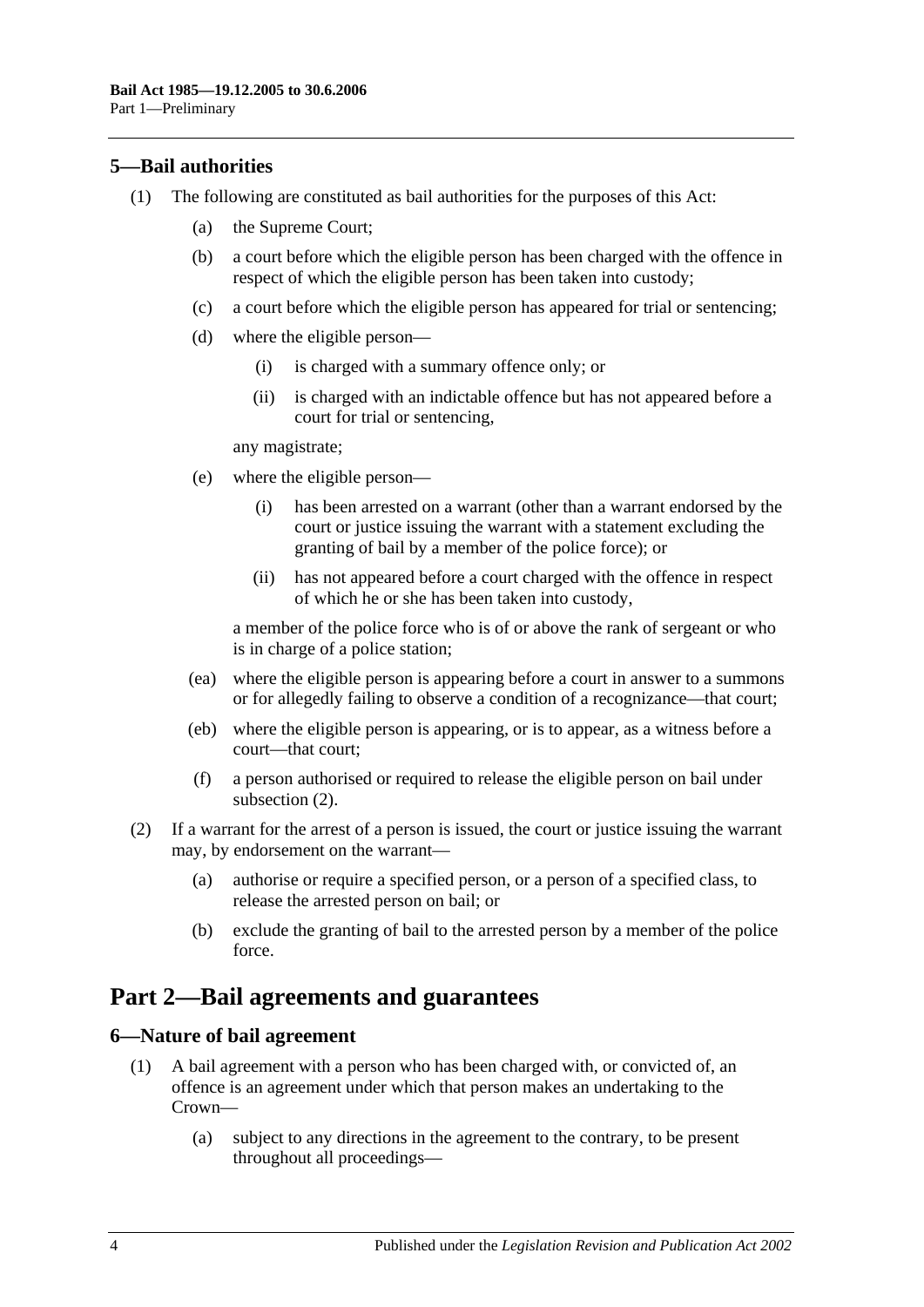### 5—Bail authorities

(1) The following are constituted as bail authorities for the purposes of this Act:

(a) the Supreme Court;

(b) a court before which the eligible person has been charged with the offence in respect of which the eligible person has been taken into custody;

(c) a court before which the eligible person has appeared for trial or sentencing;

(d) where the eligible person—

(i) is charged with a summary offence only; or

(ii) is charged with an indictable offence but has not appeared before a court for trial or sentencing,

any magistrate;

(e) where the eligible person—

(i) has been arrested on a warrant (other than a warrant endorsed by the court or justice issuing the warrant with a statement excluding the granting of bail by a member of the police force); or

(ii) has not appeared before a court charged with the offence in respect of which he or she has been taken into custody,

a member of the police force who is of or above the rank of sergeant or who is in charge of a police station;

(ea) where the eligible person is appearing before a court in answer to a summons or for allegedly failing to observe a condition of a recognizance—that court;

(eb) where the eligible person is appearing, or is to appear, as a witness before a court—that court;

(f) a person authorised or required to release the eligible person on bail under subsection (2).

(2) If a warrant for the arrest of a person is issued, the court or justice issuing the warrant may, by endorsement on the warrant—

(a) authorise or require a specified person, or a person of a specified class, to release the arrested person on bail; or

(b) exclude the granting of bail to the arrested person by a member of the police force.

## Part 2—Bail agreements and guarantees

### 6—Nature of bail agreement

(1) A bail agreement with a person who has been charged with, or convicted of, an offence is an agreement under which that person makes an undertaking to the Crown—

(a) subject to any directions in the agreement to the contrary, to be present throughout all proceedings—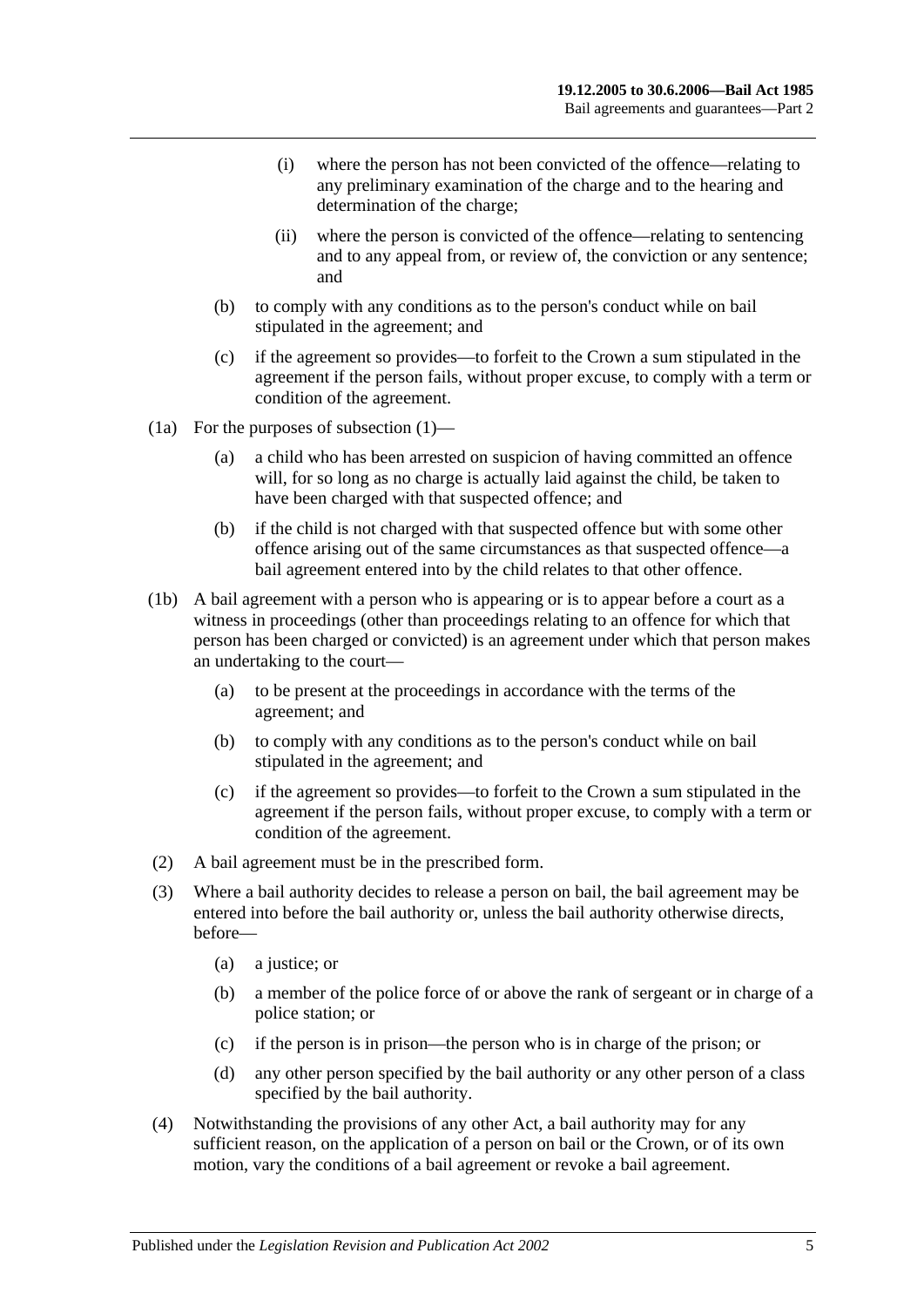(i) where the person has not been convicted of the offence—relating to any preliminary examination of the charge and to the hearing and determination of the charge;

(ii) where the person is convicted of the offence—relating to sentencing and to any appeal from, or review of, the conviction or any sentence; and

(b) to comply with any conditions as to the person's conduct while on bail stipulated in the agreement; and

(c) if the agreement so provides—to forfeit to the Crown a sum stipulated in the agreement if the person fails, without proper excuse, to comply with a term or condition of the agreement.

(1a) For the purposes of subsection (1)—

(a) a child who has been arrested on suspicion of having committed an offence will, for so long as no charge is actually laid against the child, be taken to have been charged with that suspected offence; and

(b) if the child is not charged with that suspected offence but with some other offence arising out of the same circumstances as that suspected offence—a bail agreement entered into by the child relates to that other offence.

(1b) A bail agreement with a person who is appearing or is to appear before a court as a witness in proceedings (other than proceedings relating to an offence for which that person has been charged or convicted) is an agreement under which that person makes an undertaking to the court—

(a) to be present at the proceedings in accordance with the terms of the agreement; and

(b) to comply with any conditions as to the person's conduct while on bail stipulated in the agreement; and

(c) if the agreement so provides—to forfeit to the Crown a sum stipulated in the agreement if the person fails, without proper excuse, to comply with a term or condition of the agreement.

(2) A bail agreement must be in the prescribed form.

(3) Where a bail authority decides to release a person on bail, the bail agreement may be entered into before the bail authority or, unless the bail authority otherwise directs, before—

(a) a justice; or

(b) a member of the police force of or above the rank of sergeant or in charge of a police station; or

(c) if the person is in prison—the person who is in charge of the prison; or

(d) any other person specified by the bail authority or any other person of a class specified by the bail authority.

(4) Notwithstanding the provisions of any other Act, a bail authority may for any sufficient reason, on the application of a person on bail or the Crown, or of its own motion, vary the conditions of a bail agreement or revoke a bail agreement.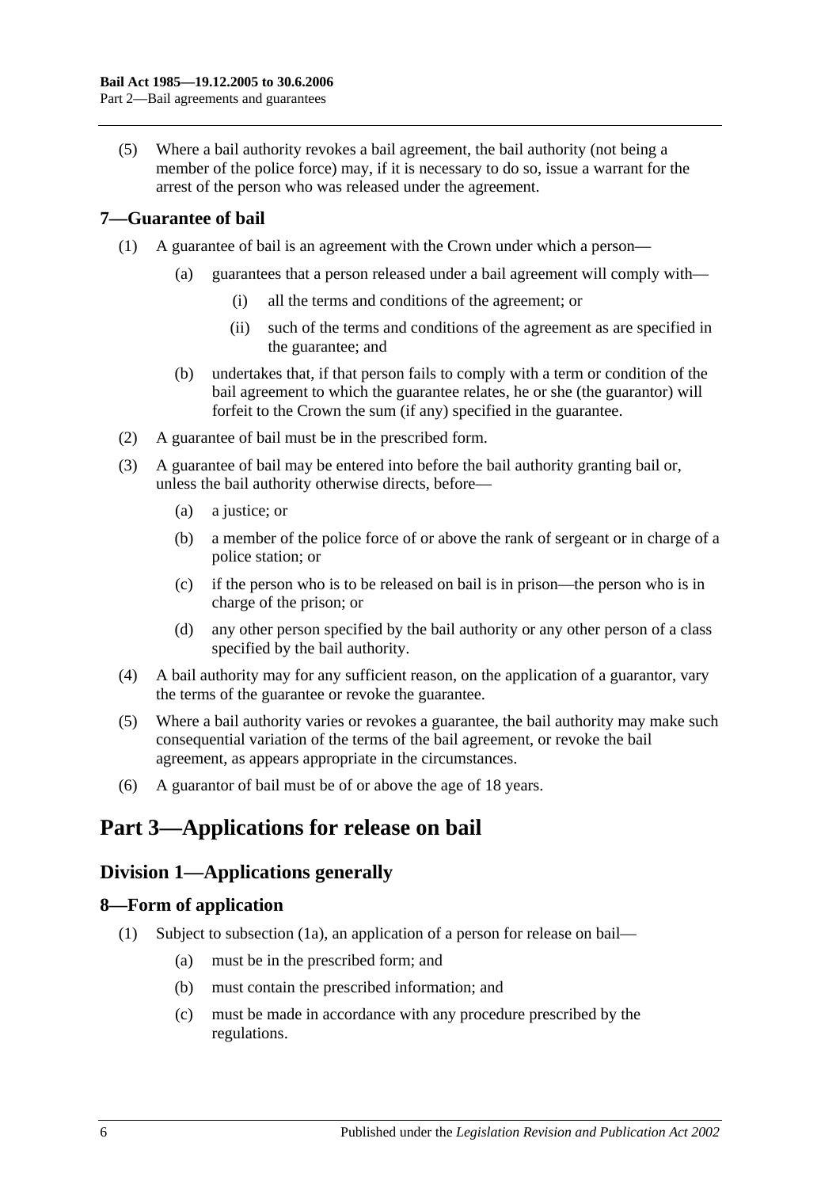(5) Where a bail authority revokes a bail agreement, the bail authority (not being a member of the police force) may, if it is necessary to do so, issue a warrant for the arrest of the person who was released under the agreement.

## 7—Guarantee of bail

(1) A guarantee of bail is an agreement with the Crown under which a person—

(a) guarantees that a person released under a bail agreement will comply with—

(i) all the terms and conditions of the agreement; or

(ii) such of the terms and conditions of the agreement as are specified in the guarantee; and

(b) undertakes that, if that person fails to comply with a term or condition of the bail agreement to which the guarantee relates, he or she (the guarantor) will forfeit to the Crown the sum (if any) specified in the guarantee.

(2) A guarantee of bail must be in the prescribed form.

(3) A guarantee of bail may be entered into before the bail authority granting bail or, unless the bail authority otherwise directs, before—

(a) a justice; or

(b) a member of the police force of or above the rank of sergeant or in charge of a police station; or

(c) if the person who is to be released on bail is in prison—the person who is in charge of the prison; or

(d) any other person specified by the bail authority or any other person of a class specified by the bail authority.

(4) A bail authority may for any sufficient reason, on the application of a guarantor, vary the terms of the guarantee or revoke the guarantee.

(5) Where a bail authority varies or revokes a guarantee, the bail authority may make such consequential variation of the terms of the bail agreement, or revoke the bail agreement, as appears appropriate in the circumstances.

(6) A guarantor of bail must be of or above the age of 18 years.

# Part 3—Applications for release on bail

## Division 1—Applications generally

## 8—Form of application

(1) Subject to subsection (1a), an application of a person for release on bail—

(a) must be in the prescribed form; and

(b) must contain the prescribed information; and

(c) must be made in accordance with any procedure prescribed by the regulations.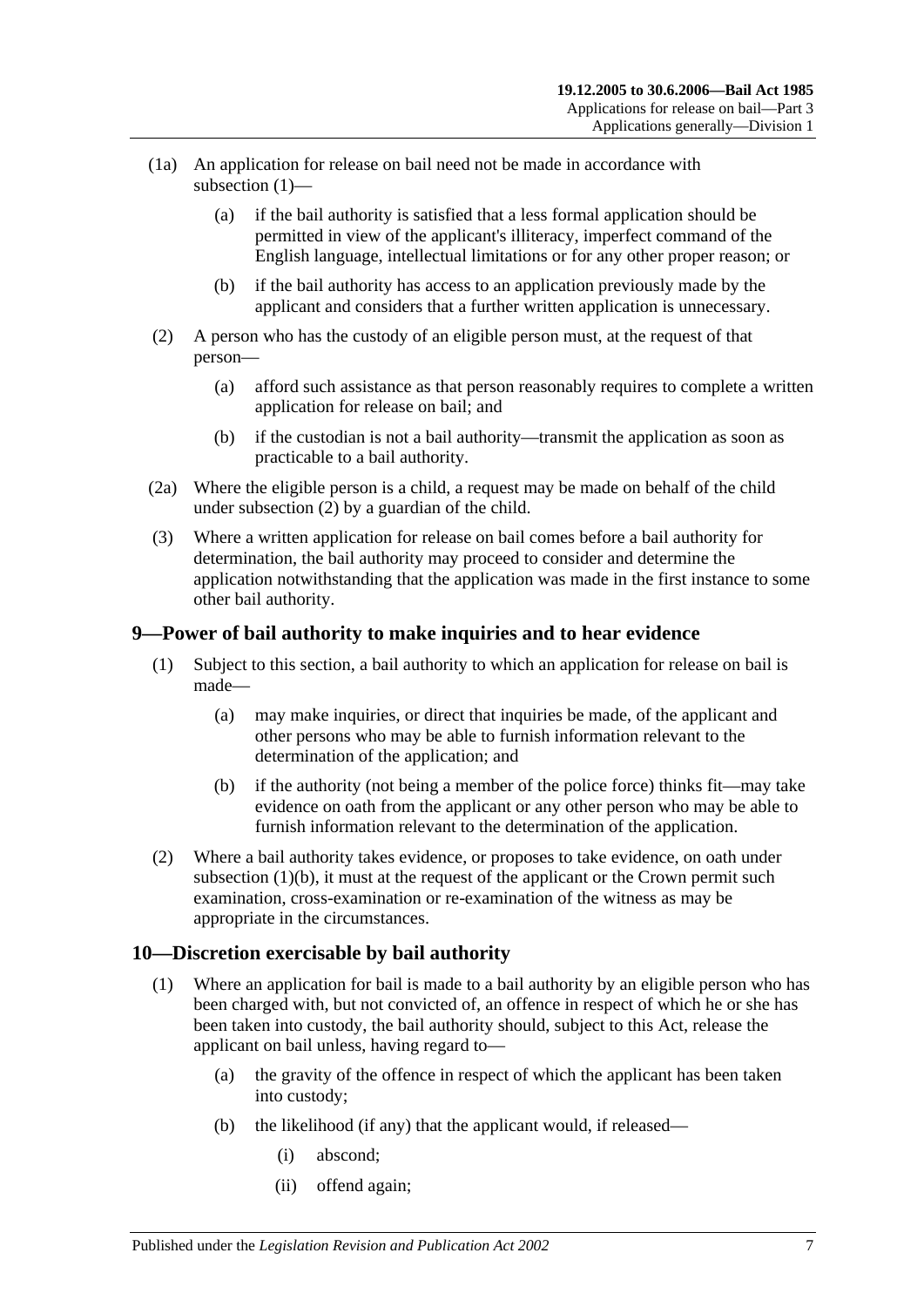(1a) An application for release on bail need not be made in accordance with subsection (1)—

(a) if the bail authority is satisfied that a less formal application should be permitted in view of the applicant's illiteracy, imperfect command of the English language, intellectual limitations or for any other proper reason; or

(b) if the bail authority has access to an application previously made by the applicant and considers that a further written application is unnecessary.

(2) A person who has the custody of an eligible person must, at the request of that person—

(a) afford such assistance as that person reasonably requires to complete a written application for release on bail; and

(b) if the custodian is not a bail authority—transmit the application as soon as practicable to a bail authority.

(2a) Where the eligible person is a child, a request may be made on behalf of the child under subsection (2) by a guardian of the child.

(3) Where a written application for release on bail comes before a bail authority for determination, the bail authority may proceed to consider and determine the application notwithstanding that the application was made in the first instance to some other bail authority.

## 9—Power of bail authority to make inquiries and to hear evidence

(1) Subject to this section, a bail authority to which an application for release on bail is made—

(a) may make inquiries, or direct that inquiries be made, of the applicant and other persons who may be able to furnish information relevant to the determination of the application; and

(b) if the authority (not being a member of the police force) thinks fit—may take evidence on oath from the applicant or any other person who may be able to furnish information relevant to the determination of the application.

(2) Where a bail authority takes evidence, or proposes to take evidence, on oath under subsection (1)(b), it must at the request of the applicant or the Crown permit such examination, cross-examination or re-examination of the witness as may be appropriate in the circumstances.

## 10—Discretion exercisable by bail authority

(1) Where an application for bail is made to a bail authority by an eligible person who has been charged with, but not convicted of, an offence in respect of which he or she has been taken into custody, the bail authority should, subject to this Act, release the applicant on bail unless, having regard to—

(a) the gravity of the offence in respect of which the applicant has been taken into custody;

(b) the likelihood (if any) that the applicant would, if released—

(i) abscond;

(ii) offend again;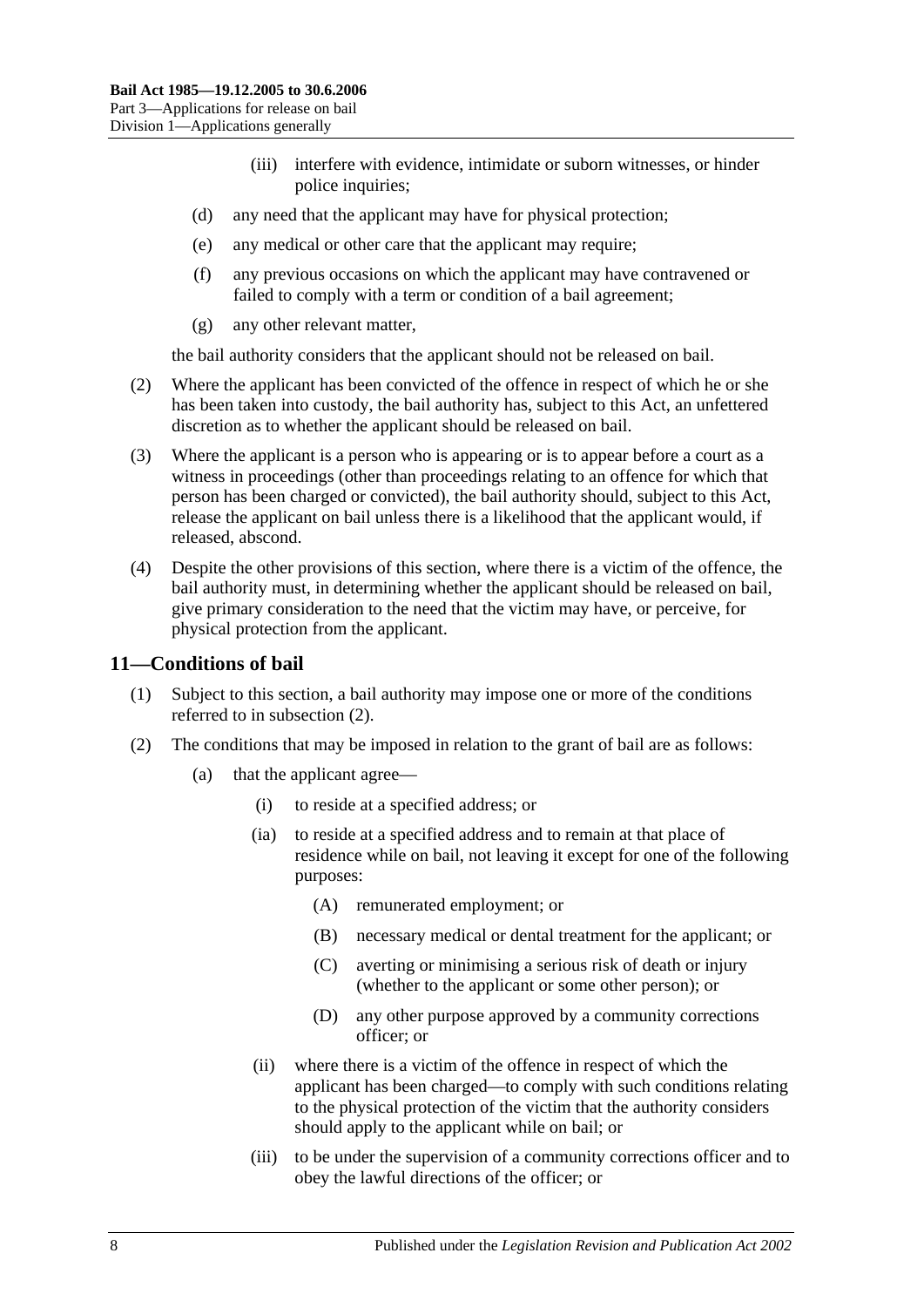(iii) interfere with evidence, intimidate or suborn witnesses, or hinder police inquiries;

(d) any need that the applicant may have for physical protection;

(e) any medical or other care that the applicant may require;

(f) any previous occasions on which the applicant may have contravened or failed to comply with a term or condition of a bail agreement;

(g) any other relevant matter,

the bail authority considers that the applicant should not be released on bail.

(2) Where the applicant has been convicted of the offence in respect of which he or she has been taken into custody, the bail authority has, subject to this Act, an unfettered discretion as to whether the applicant should be released on bail.

(3) Where the applicant is a person who is appearing or is to appear before a court as a witness in proceedings (other than proceedings relating to an offence for which that person has been charged or convicted), the bail authority should, subject to this Act, release the applicant on bail unless there is a likelihood that the applicant would, if released, abscond.

(4) Despite the other provisions of this section, where there is a victim of the offence, the bail authority must, in determining whether the applicant should be released on bail, give primary consideration to the need that the victim may have, or perceive, for physical protection from the applicant.

## 11—Conditions of bail

(1) Subject to this section, a bail authority may impose one or more of the conditions referred to in subsection (2).

(2) The conditions that may be imposed in relation to the grant of bail are as follows:

(a) that the applicant agree—

(i) to reside at a specified address; or

(ia) to reside at a specified address and to remain at that place of residence while on bail, not leaving it except for one of the following purposes:

(A) remunerated employment; or

(B) necessary medical or dental treatment for the applicant; or

(C) averting or minimising a serious risk of death or injury (whether to the applicant or some other person); or

(D) any other purpose approved by a community corrections officer; or

(ii) where there is a victim of the offence in respect of which the applicant has been charged—to comply with such conditions relating to the physical protection of the victim that the authority considers should apply to the applicant while on bail; or

(iii) to be under the supervision of a community corrections officer and to obey the lawful directions of the officer; or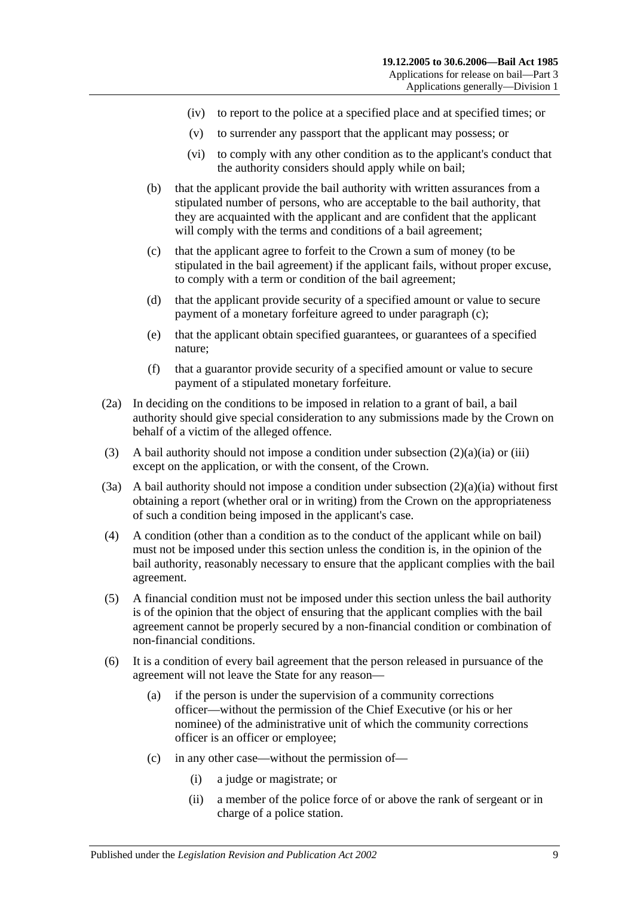(iv) to report to the police at a specified place and at specified times; or

(v) to surrender any passport that the applicant may possess; or

(vi) to comply with any other condition as to the applicant's conduct that the authority considers should apply while on bail;

(b) that the applicant provide the bail authority with written assurances from a stipulated number of persons, who are acceptable to the bail authority, that they are acquainted with the applicant and are confident that the applicant will comply with the terms and conditions of a bail agreement;

(c) that the applicant agree to forfeit to the Crown a sum of money (to be stipulated in the bail agreement) if the applicant fails, without proper excuse, to comply with a term or condition of the bail agreement;

(d) that the applicant provide security of a specified amount or value to secure payment of a monetary forfeiture agreed to under paragraph (c);

(e) that the applicant obtain specified guarantees, or guarantees of a specified nature;

(f) that a guarantor provide security of a specified amount or value to secure payment of a stipulated monetary forfeiture.

(2a) In deciding on the conditions to be imposed in relation to a grant of bail, a bail authority should give special consideration to any submissions made by the Crown on behalf of a victim of the alleged offence.

(3) A bail authority should not impose a condition under subsection (2)(a)(ia) or (iii) except on the application, or with the consent, of the Crown.

(3a) A bail authority should not impose a condition under subsection (2)(a)(ia) without first obtaining a report (whether oral or in writing) from the Crown on the appropriateness of such a condition being imposed in the applicant's case.

(4) A condition (other than a condition as to the conduct of the applicant while on bail) must not be imposed under this section unless the condition is, in the opinion of the bail authority, reasonably necessary to ensure that the applicant complies with the bail agreement.

(5) A financial condition must not be imposed under this section unless the bail authority is of the opinion that the object of ensuring that the applicant complies with the bail agreement cannot be properly secured by a non-financial condition or combination of non-financial conditions.

(6) It is a condition of every bail agreement that the person released in pursuance of the agreement will not leave the State for any reason—

(a) if the person is under the supervision of a community corrections officer—without the permission of the Chief Executive (or his or her nominee) of the administrative unit of which the community corrections officer is an officer or employee;

(c) in any other case—without the permission of—

(i) a judge or magistrate; or

(ii) a member of the police force of or above the rank of sergeant or in charge of a police station.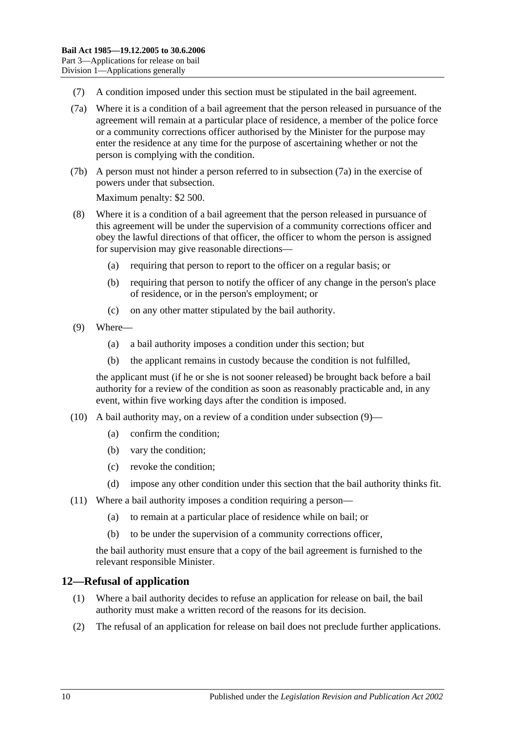(7) A condition imposed under this section must be stipulated in the bail agreement.

(7a) Where it is a condition of a bail agreement that the person released in pursuance of the agreement will remain at a particular place of residence, a member of the police force or a community corrections officer authorised by the Minister for the purpose may enter the residence at any time for the purpose of ascertaining whether or not the person is complying with the condition.

(7b) A person must not hinder a person referred to in subsection (7a) in the exercise of powers under that subsection.

Maximum penalty: $2 500.

(8) Where it is a condition of a bail agreement that the person released in pursuance of this agreement will be under the supervision of a community corrections officer and obey the lawful directions of that officer, the officer to whom the person is assigned for supervision may give reasonable directions—

(a) requiring that person to report to the officer on a regular basis; or

(b) requiring that person to notify the officer of any change in the person's place of residence, or in the person's employment; or

(c) on any other matter stipulated by the bail authority.

(9) Where—

(a) a bail authority imposes a condition under this section; but

(b) the applicant remains in custody because the condition is not fulfilled,

the applicant must (if he or she is not sooner released) be brought back before a bail authority for a review of the condition as soon as reasonably practicable and, in any event, within five working days after the condition is imposed.

(10) A bail authority may, on a review of a condition under subsection (9)—

(a) confirm the condition;

(b) vary the condition;

(c) revoke the condition;

(d) impose any other condition under this section that the bail authority thinks fit.

(11) Where a bail authority imposes a condition requiring a person—

(a) to remain at a particular place of residence while on bail; or

(b) to be under the supervision of a community corrections officer,

the bail authority must ensure that a copy of the bail agreement is furnished to the relevant responsible Minister.

## 12—Refusal of application

(1) Where a bail authority decides to refuse an application for release on bail, the bail authority must make a written record of the reasons for its decision.

(2) The refusal of an application for release on bail does not preclude further applications.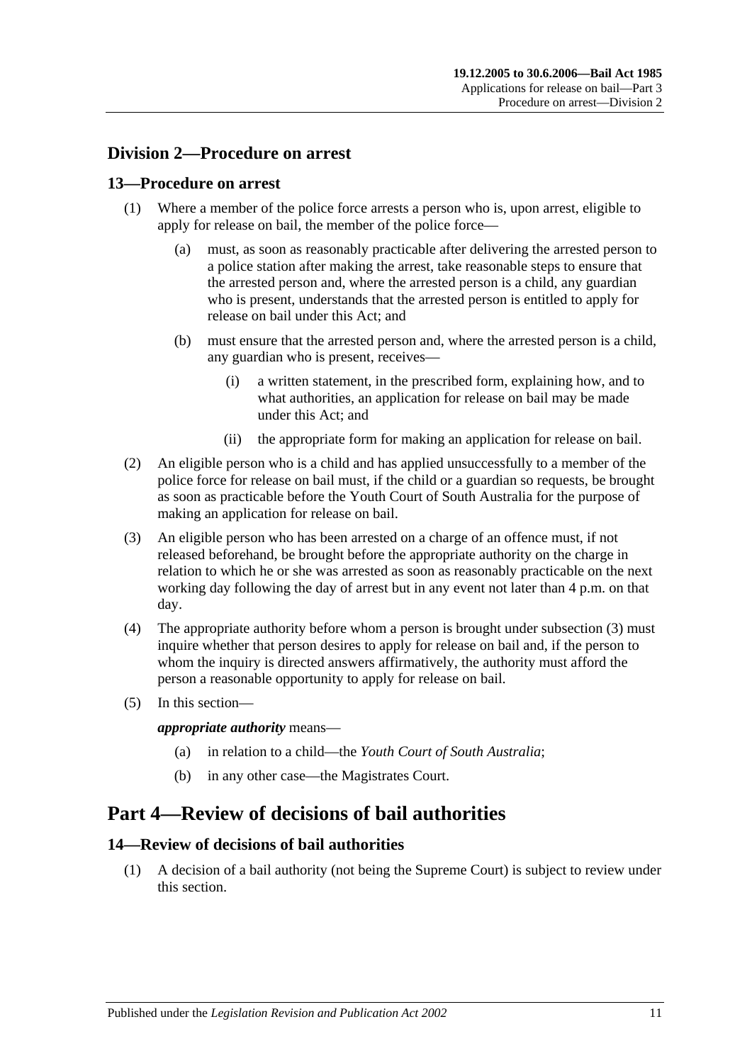## Division 2—Procedure on arrest

### 13—Procedure on arrest

(1) Where a member of the police force arrests a person who is, upon arrest, eligible to apply for release on bail, the member of the police force—

(a) must, as soon as reasonably practicable after delivering the arrested person to a police station after making the arrest, take reasonable steps to ensure that the arrested person and, where the arrested person is a child, any guardian who is present, understands that the arrested person is entitled to apply for release on bail under this Act; and

(b) must ensure that the arrested person and, where the arrested person is a child, any guardian who is present, receives—

(i) a written statement, in the prescribed form, explaining how, and to what authorities, an application for release on bail may be made under this Act; and

(ii) the appropriate form for making an application for release on bail.

(2) An eligible person who is a child and has applied unsuccessfully to a member of the police force for release on bail must, if the child or a guardian so requests, be brought as soon as practicable before the Youth Court of South Australia for the purpose of making an application for release on bail.

(3) An eligible person who has been arrested on a charge of an offence must, if not released beforehand, be brought before the appropriate authority on the charge in relation to which he or she was arrested as soon as reasonably practicable on the next working day following the day of arrest but in any event not later than 4 p.m. on that day.

(4) The appropriate authority before whom a person is brought under subsection (3) must inquire whether that person desires to apply for release on bail and, if the person to whom the inquiry is directed answers affirmatively, the authority must afford the person a reasonable opportunity to apply for release on bail.

(5) In this section—

***appropriate authority*** means—

(a) in relation to a child—the *Youth Court of South Australia*;

(b) in any other case—the Magistrates Court.

# Part 4—Review of decisions of bail authorities

### 14—Review of decisions of bail authorities

(1) A decision of a bail authority (not being the Supreme Court) is subject to review under this section.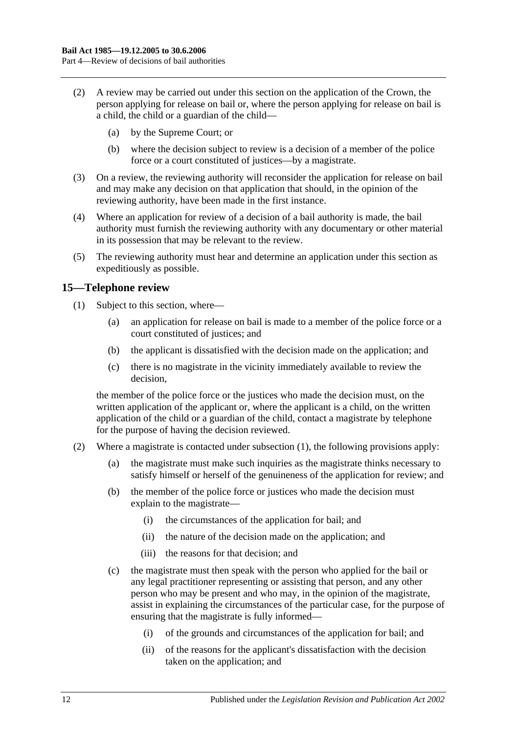(2) A review may be carried out under this section on the application of the Crown, the person applying for release on bail or, where the person applying for release on bail is a child, the child or a guardian of the child—

(a) by the Supreme Court; or

(b) where the decision subject to review is a decision of a member of the police force or a court constituted of justices—by a magistrate.

(3) On a review, the reviewing authority will reconsider the application for release on bail and may make any decision on that application that should, in the opinion of the reviewing authority, have been made in the first instance.

(4) Where an application for review of a decision of a bail authority is made, the bail authority must furnish the reviewing authority with any documentary or other material in its possession that may be relevant to the review.

(5) The reviewing authority must hear and determine an application under this section as expeditiously as possible.

## 15—Telephone review

(1) Subject to this section, where—

(a) an application for release on bail is made to a member of the police force or a court constituted of justices; and

(b) the applicant is dissatisfied with the decision made on the application; and

(c) there is no magistrate in the vicinity immediately available to review the decision,

the member of the police force or the justices who made the decision must, on the written application of the applicant or, where the applicant is a child, on the written application of the child or a guardian of the child, contact a magistrate by telephone for the purpose of having the decision reviewed.

(2) Where a magistrate is contacted under subsection (1), the following provisions apply:

(a) the magistrate must make such inquiries as the magistrate thinks necessary to satisfy himself or herself of the genuineness of the application for review; and

(b) the member of the police force or justices who made the decision must explain to the magistrate—

(i) the circumstances of the application for bail; and

(ii) the nature of the decision made on the application; and

(iii) the reasons for that decision; and

(c) the magistrate must then speak with the person who applied for the bail or any legal practitioner representing or assisting that person, and any other person who may be present and who may, in the opinion of the magistrate, assist in explaining the circumstances of the particular case, for the purpose of ensuring that the magistrate is fully informed—

(i) of the grounds and circumstances of the application for bail; and

(ii) of the reasons for the applicant's dissatisfaction with the decision taken on the application; and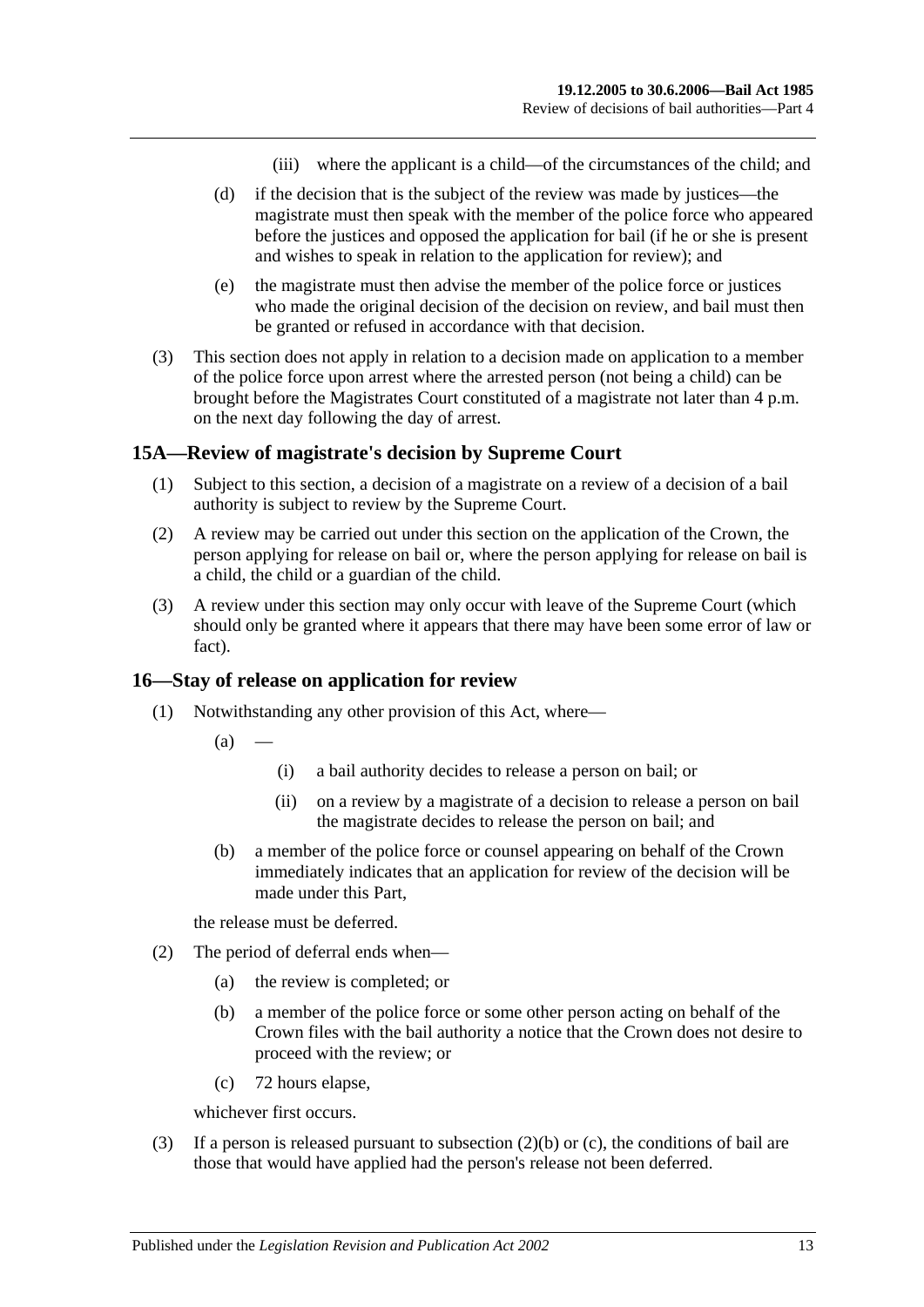(iii) where the applicant is a child—of the circumstances of the child; and

(d) if the decision that is the subject of the review was made by justices—the magistrate must then speak with the member of the police force who appeared before the justices and opposed the application for bail (if he or she is present and wishes to speak in relation to the application for review); and

(e) the magistrate must then advise the member of the police force or justices who made the original decision of the decision on review, and bail must then be granted or refused in accordance with that decision.

(3) This section does not apply in relation to a decision made on application to a member of the police force upon arrest where the arrested person (not being a child) can be brought before the Magistrates Court constituted of a magistrate not later than 4 p.m. on the next day following the day of arrest.

## 15A—Review of magistrate's decision by Supreme Court

(1) Subject to this section, a decision of a magistrate on a review of a decision of a bail authority is subject to review by the Supreme Court.

(2) A review may be carried out under this section on the application of the Crown, the person applying for release on bail or, where the person applying for release on bail is a child, the child or a guardian of the child.

(3) A review under this section may only occur with leave of the Supreme Court (which should only be granted where it appears that there may have been some error of law or fact).

## 16—Stay of release on application for review

(1) Notwithstanding any other provision of this Act, where—

(a) —

(i) a bail authority decides to release a person on bail; or

(ii) on a review by a magistrate of a decision to release a person on bail the magistrate decides to release the person on bail; and

(b) a member of the police force or counsel appearing on behalf of the Crown immediately indicates that an application for review of the decision will be made under this Part,

the release must be deferred.

(2) The period of deferral ends when—

(a) the review is completed; or

(b) a member of the police force or some other person acting on behalf of the Crown files with the bail authority a notice that the Crown does not desire to proceed with the review; or

(c) 72 hours elapse,

whichever first occurs.

(3) If a person is released pursuant to subsection (2)(b) or (c), the conditions of bail are those that would have applied had the person's release not been deferred.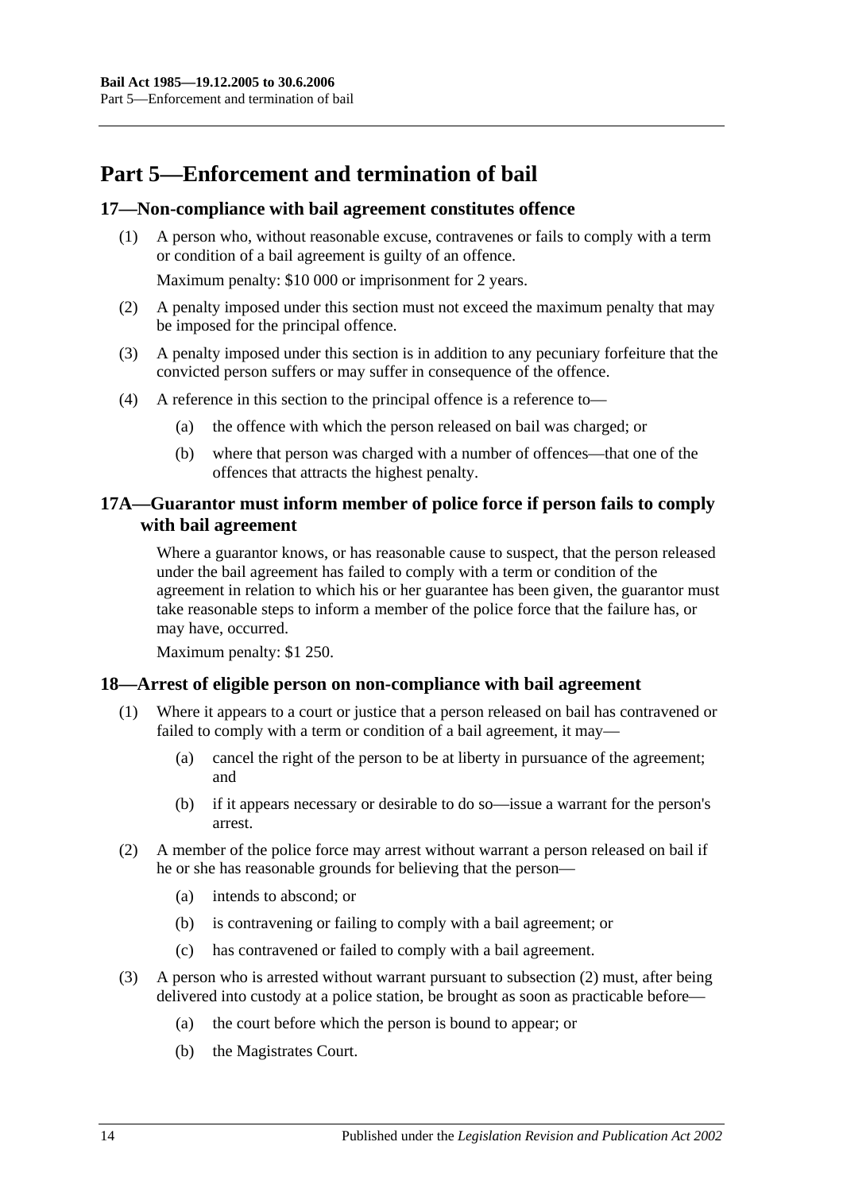# Part 5—Enforcement and termination of bail

## 17—Non-compliance with bail agreement constitutes offence

(1) A person who, without reasonable excuse, contravenes or fails to comply with a term or condition of a bail agreement is guilty of an offence.

Maximum penalty: $10 000 or imprisonment for 2 years.

(2) A penalty imposed under this section must not exceed the maximum penalty that may be imposed for the principal offence.

(3) A penalty imposed under this section is in addition to any pecuniary forfeiture that the convicted person suffers or may suffer in consequence of the offence.

(4) A reference in this section to the principal offence is a reference to—

(a) the offence with which the person released on bail was charged; or

(b) where that person was charged with a number of offences—that one of the offences that attracts the highest penalty.

## 17A—Guarantor must inform member of police force if person fails to comply with bail agreement

Where a guarantor knows, or has reasonable cause to suspect, that the person released under the bail agreement has failed to comply with a term or condition of the agreement in relation to which his or her guarantee has been given, the guarantor must take reasonable steps to inform a member of the police force that the failure has, or may have, occurred.

Maximum penalty: $1 250.

## 18—Arrest of eligible person on non-compliance with bail agreement

(1) Where it appears to a court or justice that a person released on bail has contravened or failed to comply with a term or condition of a bail agreement, it may—

(a) cancel the right of the person to be at liberty in pursuance of the agreement; and

(b) if it appears necessary or desirable to do so—issue a warrant for the person's arrest.

(2) A member of the police force may arrest without warrant a person released on bail if he or she has reasonable grounds for believing that the person—

(a) intends to abscond; or

(b) is contravening or failing to comply with a bail agreement; or

(c) has contravened or failed to comply with a bail agreement.

(3) A person who is arrested without warrant pursuant to subsection (2) must, after being delivered into custody at a police station, be brought as soon as practicable before—

(a) the court before which the person is bound to appear; or

(b) the Magistrates Court.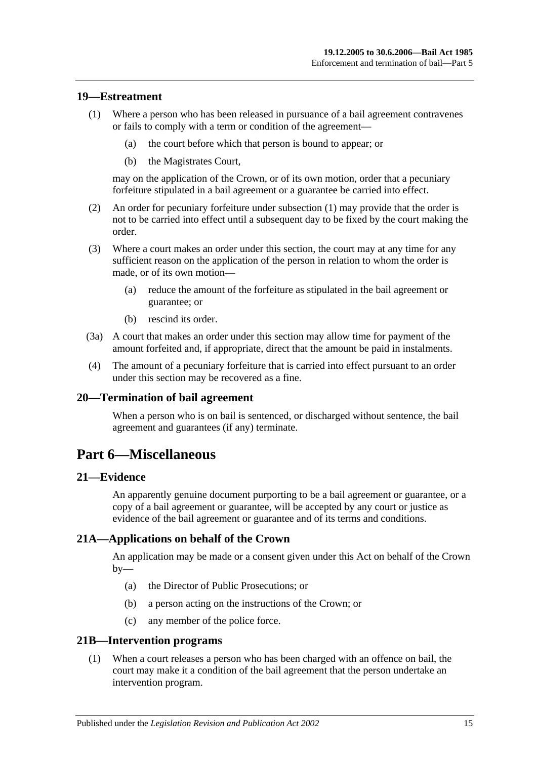## 19—Estreatment

(1) Where a person who has been released in pursuance of a bail agreement contravenes or fails to comply with a term or condition of the agreement—

(a) the court before which that person is bound to appear; or

(b) the Magistrates Court,

may on the application of the Crown, or of its own motion, order that a pecuniary forfeiture stipulated in a bail agreement or a guarantee be carried into effect.

(2) An order for pecuniary forfeiture under subsection (1) may provide that the order is not to be carried into effect until a subsequent day to be fixed by the court making the order.

(3) Where a court makes an order under this section, the court may at any time for any sufficient reason on the application of the person in relation to whom the order is made, or of its own motion—

(a) reduce the amount of the forfeiture as stipulated in the bail agreement or guarantee; or

(b) rescind its order.

(3a) A court that makes an order under this section may allow time for payment of the amount forfeited and, if appropriate, direct that the amount be paid in instalments.

(4) The amount of a pecuniary forfeiture that is carried into effect pursuant to an order under this section may be recovered as a fine.

## 20—Termination of bail agreement

When a person who is on bail is sentenced, or discharged without sentence, the bail agreement and guarantees (if any) terminate.

# Part 6—Miscellaneous

## 21—Evidence

An apparently genuine document purporting to be a bail agreement or guarantee, or a copy of a bail agreement or guarantee, will be accepted by any court or justice as evidence of the bail agreement or guarantee and of its terms and conditions.

## 21A—Applications on behalf of the Crown

An application may be made or a consent given under this Act on behalf of the Crown by—

(a) the Director of Public Prosecutions; or

(b) a person acting on the instructions of the Crown; or

(c) any member of the police force.

## 21B—Intervention programs

(1) When a court releases a person who has been charged with an offence on bail, the court may make it a condition of the bail agreement that the person undertake an intervention program.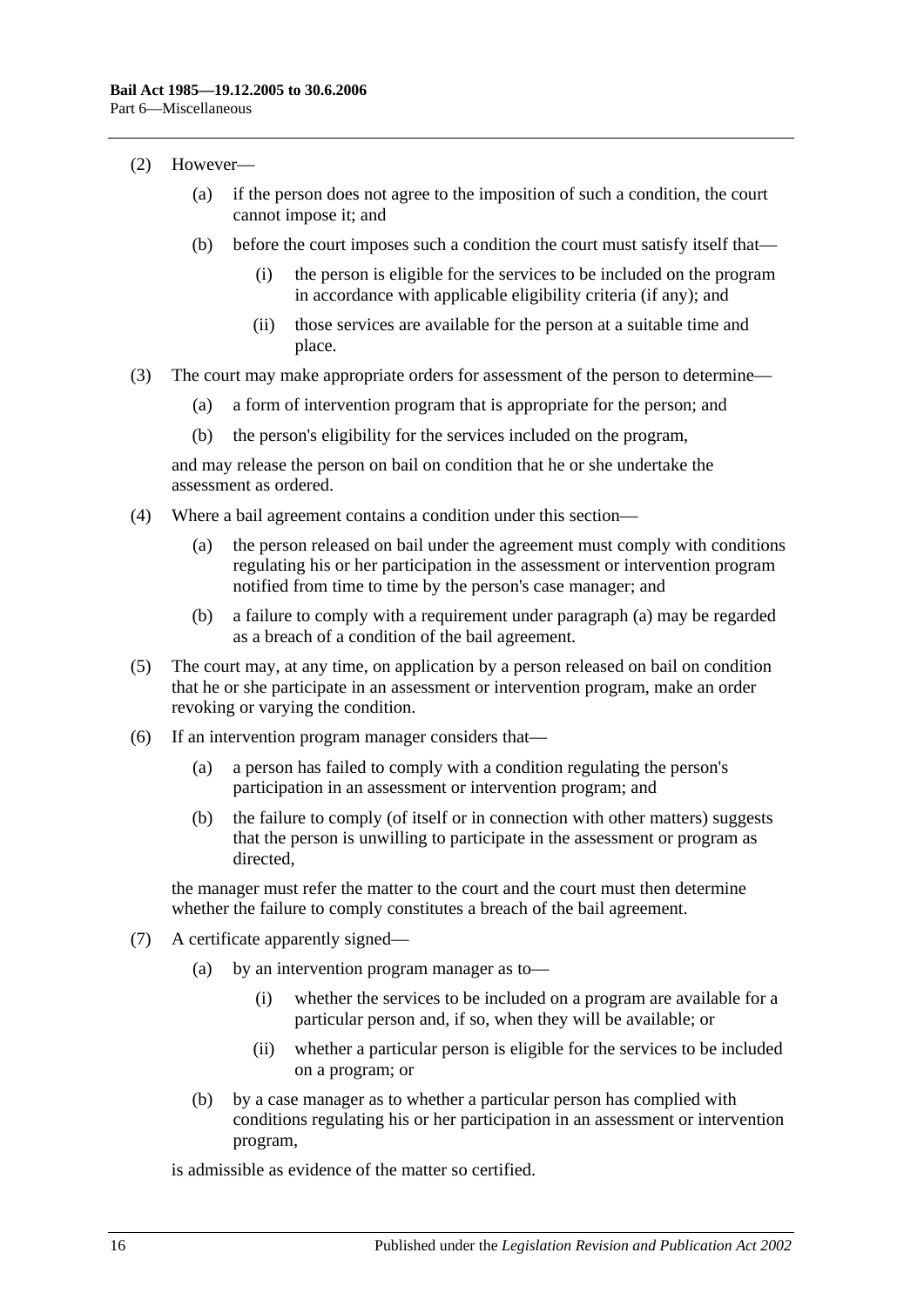(2) However—

(a) if the person does not agree to the imposition of such a condition, the court cannot impose it; and

(b) before the court imposes such a condition the court must satisfy itself that—

(i) the person is eligible for the services to be included on the program in accordance with applicable eligibility criteria (if any); and

(ii) those services are available for the person at a suitable time and place.

(3) The court may make appropriate orders for assessment of the person to determine—

(a) a form of intervention program that is appropriate for the person; and

(b) the person's eligibility for the services included on the program,

and may release the person on bail on condition that he or she undertake the assessment as ordered.

(4) Where a bail agreement contains a condition under this section—

(a) the person released on bail under the agreement must comply with conditions regulating his or her participation in the assessment or intervention program notified from time to time by the person's case manager; and

(b) a failure to comply with a requirement under paragraph (a) may be regarded as a breach of a condition of the bail agreement.

(5) The court may, at any time, on application by a person released on bail on condition that he or she participate in an assessment or intervention program, make an order revoking or varying the condition.

(6) If an intervention program manager considers that—

(a) a person has failed to comply with a condition regulating the person's participation in an assessment or intervention program; and

(b) the failure to comply (of itself or in connection with other matters) suggests that the person is unwilling to participate in the assessment or program as directed,

the manager must refer the matter to the court and the court must then determine whether the failure to comply constitutes a breach of the bail agreement.

(7) A certificate apparently signed—

(a) by an intervention program manager as to—

(i) whether the services to be included on a program are available for a particular person and, if so, when they will be available; or

(ii) whether a particular person is eligible for the services to be included on a program; or

(b) by a case manager as to whether a particular person has complied with conditions regulating his or her participation in an assessment or intervention program,

is admissible as evidence of the matter so certified.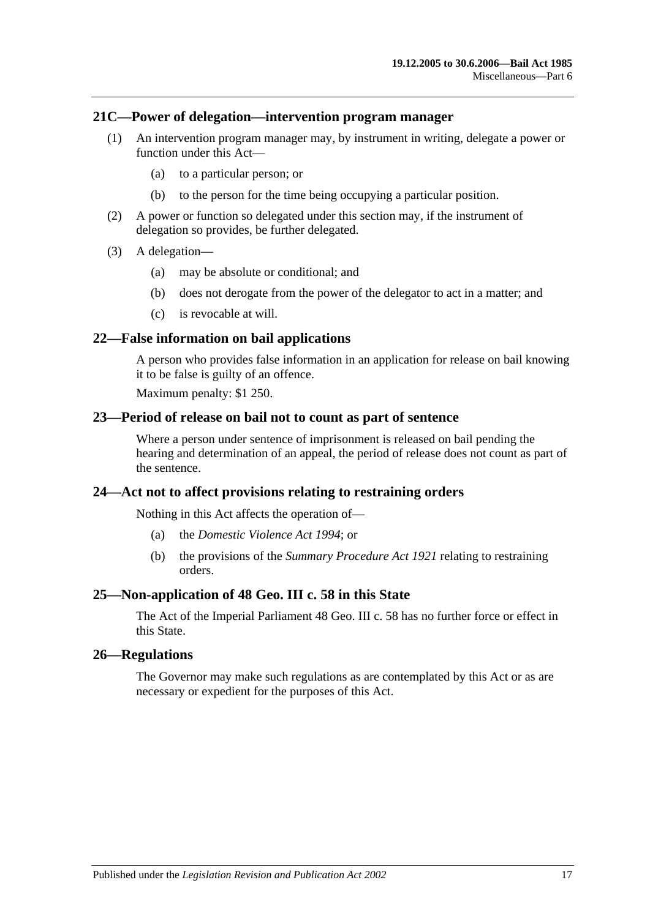## 21C—Power of delegation—intervention program manager

(1) An intervention program manager may, by instrument in writing, delegate a power or function under this Act—

(a) to a particular person; or

(b) to the person for the time being occupying a particular position.

(2) A power or function so delegated under this section may, if the instrument of delegation so provides, be further delegated.

(3) A delegation—

(a) may be absolute or conditional; and

(b) does not derogate from the power of the delegator to act in a matter; and

(c) is revocable at will.

## 22—False information on bail applications

A person who provides false information in an application for release on bail knowing it to be false is guilty of an offence.

Maximum penalty: $1 250.

## 23—Period of release on bail not to count as part of sentence

Where a person under sentence of imprisonment is released on bail pending the hearing and determination of an appeal, the period of release does not count as part of the sentence.

## 24—Act not to affect provisions relating to restraining orders

Nothing in this Act affects the operation of—

(a) the *Domestic Violence Act 1994*; or

(b) the provisions of the *Summary Procedure Act 1921* relating to restraining orders.

## 25—Non-application of 48 Geo. III c. 58 in this State

The Act of the Imperial Parliament 48 Geo. III c. 58 has no further force or effect in this State.

## 26—Regulations

The Governor may make such regulations as are contemplated by this Act or as are necessary or expedient for the purposes of this Act.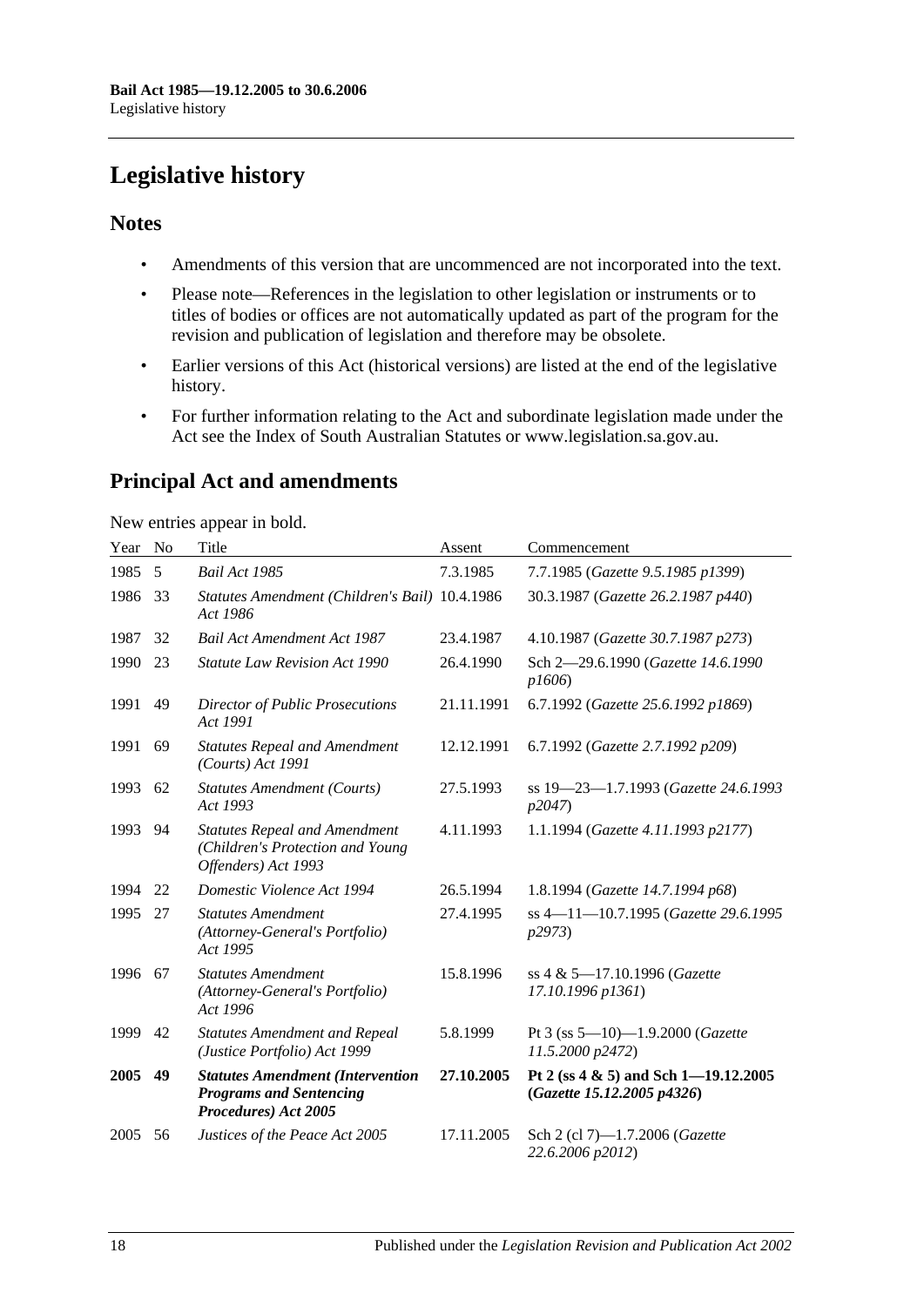# Legislative history

## Notes

- Amendments of this version that are uncommenced are not incorporated into the text.
- Please note—References in the legislation to other legislation or instruments or to titles of bodies or offices are not automatically updated as part of the program for the revision and publication of legislation and therefore may be obsolete.
- Earlier versions of this Act (historical versions) are listed at the end of the legislative history.
- For further information relating to the Act and subordinate legislation made under the Act see the Index of South Australian Statutes or www.legislation.sa.gov.au.

## Principal Act and amendments

New entries appear in bold.

| Year | No | Title | Assent | Commencement |
|---|---|---|---|---|
| 1985 | 5 | *Bail Act 1985* | 7.3.1985 | 7.7.1985 (*Gazette 9.5.1985 p1399*) |
| 1986 | 33 | *Statutes Amendment (Children's Bail) Act 1986* | 10.4.1986 | 30.3.1987 (*Gazette 26.2.1987 p440*) |
| 1987 | 32 | *Bail Act Amendment Act 1987* | 23.4.1987 | 4.10.1987 (*Gazette 30.7.1987 p273*) |
| 1990 | 23 | *Statute Law Revision Act 1990* | 26.4.1990 | Sch 2—29.6.1990 (*Gazette 14.6.1990 p1606*) |
| 1991 | 49 | *Director of Public Prosecutions Act 1991* | 21.11.1991 | 6.7.1992 (*Gazette 25.6.1992 p1869*) |
| 1991 | 69 | *Statutes Repeal and Amendment (Courts) Act 1991* | 12.12.1991 | 6.7.1992 (*Gazette 2.7.1992 p209*) |
| 1993 | 62 | *Statutes Amendment (Courts) Act 1993* | 27.5.1993 | ss 19—23—1.7.1993 (*Gazette 24.6.1993 p2047*) |
| 1993 | 94 | *Statutes Repeal and Amendment (Children's Protection and Young Offenders) Act 1993* | 4.11.1993 | 1.1.1994 (*Gazette 4.11.1993 p2177*) |
| 1994 | 22 | *Domestic Violence Act 1994* | 26.5.1994 | 1.8.1994 (*Gazette 14.7.1994 p68*) |
| 1995 | 27 | *Statutes Amendment (Attorney-General's Portfolio) Act 1995* | 27.4.1995 | ss 4—11—10.7.1995 (*Gazette 29.6.1995 p2973*) |
| 1996 | 67 | *Statutes Amendment (Attorney-General's Portfolio) Act 1996* | 15.8.1996 | ss 4 & 5—17.10.1996 (*Gazette 17.10.1996 p1361*) |
| 1999 | 42 | *Statutes Amendment and Repeal (Justice Portfolio) Act 1999* | 5.8.1999 | Pt 3 (ss 5—10)—1.9.2000 (*Gazette 11.5.2000 p2472*) |
| **2005** | **49** | ***Statutes Amendment (Intervention Programs and Sentencing Procedures) Act 2005*** | **27.10.2005** | **Pt 2 (ss 4 & 5) and Sch 1—19.12.2005 (*Gazette 15.12.2005 p4326*)** |
| 2005 | 56 | *Justices of the Peace Act 2005* | 17.11.2005 | Sch 2 (cl 7)—1.7.2006 (*Gazette 22.6.2006 p2012*) |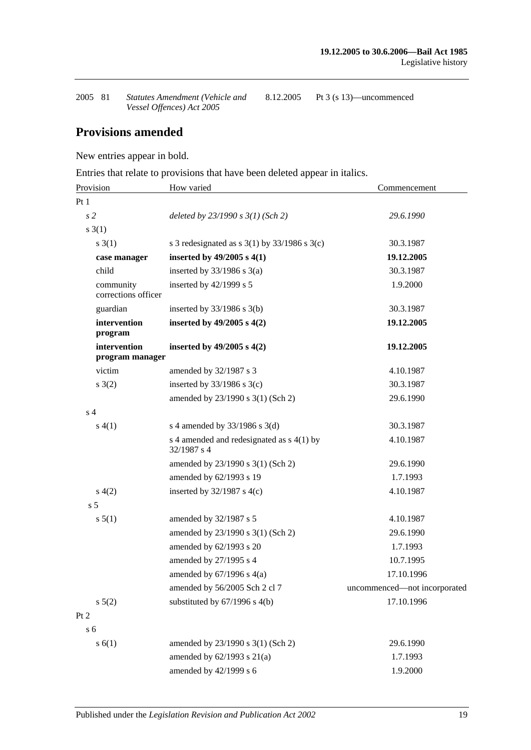| | | | | |
|---|---|---|---|---|
| 2005 | 81 | *Statutes Amendment (Vehicle and Vessel Offences) Act 2005* | 8.12.2005 | Pt 3 (s 13)—uncommenced |

## Provisions amended

New entries appear in bold.

Entries that relate to provisions that have been deleted appear in italics.

| Provision | How varied | Commencement |
|---|---|---|
| Pt 1 | | |
| *s 2* | *deleted by 23/1990 s 3(1) (Sch 2)* | *29.6.1990* |
| s 3(1) | | |
| s 3(1) | s 3 redesignated as s 3(1) by 33/1986 s 3(c) | 30.3.1987 |
| **case manager** | **inserted by 49/2005 s 4(1)** | **19.12.2005** |
| child | inserted by 33/1986 s 3(a) | 30.3.1987 |
| community corrections officer | inserted by 42/1999 s 5 | 1.9.2000 |
| guardian | inserted by 33/1986 s 3(b) | 30.3.1987 |
| **intervention program** | **inserted by 49/2005 s 4(2)** | **19.12.2005** |
| **intervention program manager** | **inserted by 49/2005 s 4(2)** | **19.12.2005** |
| victim | amended by 32/1987 s 3 | 4.10.1987 |
| s 3(2) | inserted by 33/1986 s 3(c) | 30.3.1987 |
| | amended by 23/1990 s 3(1) (Sch 2) | 29.6.1990 |
| s 4 | | |
| s 4(1) | s 4 amended by 33/1986 s 3(d) | 30.3.1987 |
| | s 4 amended and redesignated as s 4(1) by 32/1987 s 4 | 4.10.1987 |
| | amended by 23/1990 s 3(1) (Sch 2) | 29.6.1990 |
| | amended by 62/1993 s 19 | 1.7.1993 |
| s 4(2) | inserted by 32/1987 s 4(c) | 4.10.1987 |
| s 5 | | |
| s 5(1) | amended by 32/1987 s 5 | 4.10.1987 |
| | amended by 23/1990 s 3(1) (Sch 2) | 29.6.1990 |
| | amended by 62/1993 s 20 | 1.7.1993 |
| | amended by 27/1995 s 4 | 10.7.1995 |
| | amended by 67/1996 s 4(a) | 17.10.1996 |
| | amended by 56/2005 Sch 2 cl 7 | uncommenced—not incorporated |
| s 5(2) | substituted by 67/1996 s 4(b) | 17.10.1996 |
| Pt 2 | | |
| s 6 | | |
| s 6(1) | amended by 23/1990 s 3(1) (Sch 2) | 29.6.1990 |
| | amended by 62/1993 s 21(a) | 1.7.1993 |
| | amended by 42/1999 s 6 | 1.9.2000 |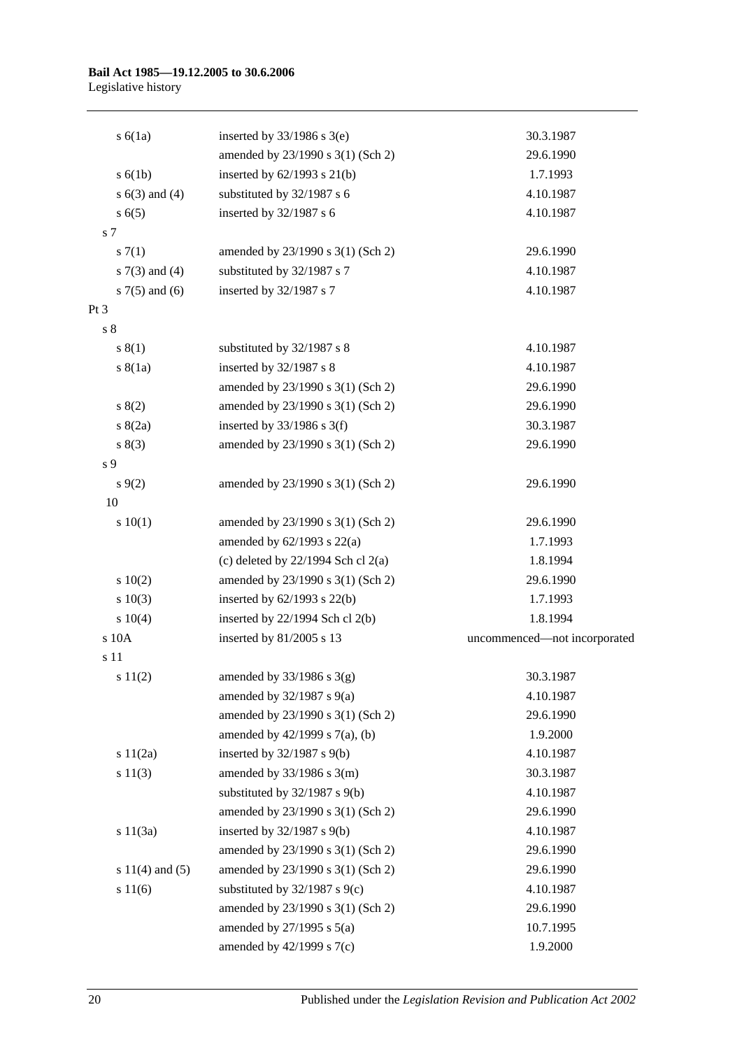| | | |
|---|---|---|
| s 6(1a) | inserted by 33/1986 s 3(e) | 30.3.1987 |
| | amended by 23/1990 s 3(1) (Sch 2) | 29.6.1990 |
| s 6(1b) | inserted by 62/1993 s 21(b) | 1.7.1993 |
| s 6(3) and (4) | substituted by 32/1987 s 6 | 4.10.1987 |
| s 6(5) | inserted by 32/1987 s 6 | 4.10.1987 |
| s 7 | | |
| s 7(1) | amended by 23/1990 s 3(1) (Sch 2) | 29.6.1990 |
| s 7(3) and (4) | substituted by 32/1987 s 7 | 4.10.1987 |
| s 7(5) and (6) | inserted by 32/1987 s 7 | 4.10.1987 |
| Pt 3 | | |
| s 8 | | |
| s 8(1) | substituted by 32/1987 s 8 | 4.10.1987 |
| s 8(1a) | inserted by 32/1987 s 8 | 4.10.1987 |
| | amended by 23/1990 s 3(1) (Sch 2) | 29.6.1990 |
| s 8(2) | amended by 23/1990 s 3(1) (Sch 2) | 29.6.1990 |
| s 8(2a) | inserted by 33/1986 s 3(f) | 30.3.1987 |
| s 8(3) | amended by 23/1990 s 3(1) (Sch 2) | 29.6.1990 |
| s 9 | | |
| s 9(2) | amended by 23/1990 s 3(1) (Sch 2) | 29.6.1990 |
| 10 | | |
| s 10(1) | amended by 23/1990 s 3(1) (Sch 2) | 29.6.1990 |
| | amended by 62/1993 s 22(a) | 1.7.1993 |
| | (c) deleted by 22/1994 Sch cl 2(a) | 1.8.1994 |
| s 10(2) | amended by 23/1990 s 3(1) (Sch 2) | 29.6.1990 |
| s 10(3) | inserted by 62/1993 s 22(b) | 1.7.1993 |
| s 10(4) | inserted by 22/1994 Sch cl 2(b) | 1.8.1994 |
| s 10A | inserted by 81/2005 s 13 | uncommenced—not incorporated |
| s 11 | | |
| s 11(2) | amended by 33/1986 s 3(g) | 30.3.1987 |
| | amended by 32/1987 s 9(a) | 4.10.1987 |
| | amended by 23/1990 s 3(1) (Sch 2) | 29.6.1990 |
| | amended by 42/1999 s 7(a), (b) | 1.9.2000 |
| s 11(2a) | inserted by 32/1987 s 9(b) | 4.10.1987 |
| s 11(3) | amended by 33/1986 s 3(m) | 30.3.1987 |
| | substituted by 32/1987 s 9(b) | 4.10.1987 |
| | amended by 23/1990 s 3(1) (Sch 2) | 29.6.1990 |
| s 11(3a) | inserted by 32/1987 s 9(b) | 4.10.1987 |
| | amended by 23/1990 s 3(1) (Sch 2) | 29.6.1990 |
| s 11(4) and (5) | amended by 23/1990 s 3(1) (Sch 2) | 29.6.1990 |
| s 11(6) | substituted by 32/1987 s 9(c) | 4.10.1987 |
| | amended by 23/1990 s 3(1) (Sch 2) | 29.6.1990 |
| | amended by 27/1995 s 5(a) | 10.7.1995 |
| | amended by 42/1999 s 7(c) | 1.9.2000 |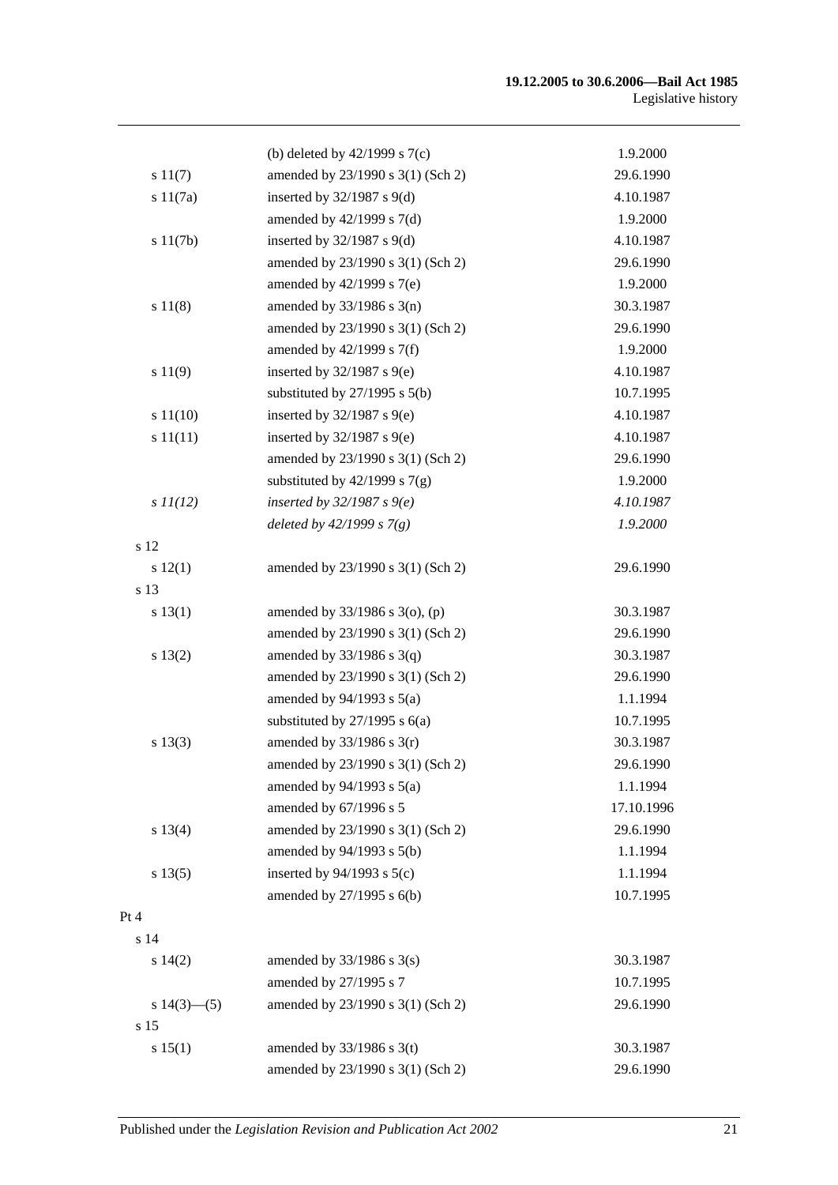| | | |
|---|---|---|
| | (b) deleted by 42/1999 s 7(c) | 1.9.2000 |
| s 11(7) | amended by 23/1990 s 3(1) (Sch 2) | 29.6.1990 |
| s 11(7a) | inserted by 32/1987 s 9(d) | 4.10.1987 |
| | amended by 42/1999 s 7(d) | 1.9.2000 |
| s 11(7b) | inserted by 32/1987 s 9(d) | 4.10.1987 |
| | amended by 23/1990 s 3(1) (Sch 2) | 29.6.1990 |
| | amended by 42/1999 s 7(e) | 1.9.2000 |
| s 11(8) | amended by 33/1986 s 3(n) | 30.3.1987 |
| | amended by 23/1990 s 3(1) (Sch 2) | 29.6.1990 |
| | amended by 42/1999 s 7(f) | 1.9.2000 |
| s 11(9) | inserted by 32/1987 s 9(e) | 4.10.1987 |
| | substituted by 27/1995 s 5(b) | 10.7.1995 |
| s 11(10) | inserted by 32/1987 s 9(e) | 4.10.1987 |
| s 11(11) | inserted by 32/1987 s 9(e) | 4.10.1987 |
| | amended by 23/1990 s 3(1) (Sch 2) | 29.6.1990 |
| | substituted by 42/1999 s 7(g) | 1.9.2000 |
| *s 11(12)* | *inserted by 32/1987 s 9(e)* | *4.10.1987* |
| | *deleted by 42/1999 s 7(g)* | *1.9.2000* |
| s 12 | | |
| s 12(1) | amended by 23/1990 s 3(1) (Sch 2) | 29.6.1990 |
| s 13 | | |
| s 13(1) | amended by 33/1986 s 3(o), (p) | 30.3.1987 |
| | amended by 23/1990 s 3(1) (Sch 2) | 29.6.1990 |
| s 13(2) | amended by 33/1986 s 3(q) | 30.3.1987 |
| | amended by 23/1990 s 3(1) (Sch 2) | 29.6.1990 |
| | amended by 94/1993 s 5(a) | 1.1.1994 |
| | substituted by 27/1995 s 6(a) | 10.7.1995 |
| s 13(3) | amended by 33/1986 s 3(r) | 30.3.1987 |
| | amended by 23/1990 s 3(1) (Sch 2) | 29.6.1990 |
| | amended by 94/1993 s 5(a) | 1.1.1994 |
| | amended by 67/1996 s 5 | 17.10.1996 |
| s 13(4) | amended by 23/1990 s 3(1) (Sch 2) | 29.6.1990 |
| | amended by 94/1993 s 5(b) | 1.1.1994 |
| s 13(5) | inserted by 94/1993 s 5(c) | 1.1.1994 |
| | amended by 27/1995 s 6(b) | 10.7.1995 |
| Pt 4 | | |
| s 14 | | |
| s 14(2) | amended by 33/1986 s 3(s) | 30.3.1987 |
| | amended by 27/1995 s 7 | 10.7.1995 |
| s 14(3)—(5) | amended by 23/1990 s 3(1) (Sch 2) | 29.6.1990 |
| s 15 | | |
| s 15(1) | amended by 33/1986 s 3(t) | 30.3.1987 |
| | amended by 23/1990 s 3(1) (Sch 2) | 29.6.1990 |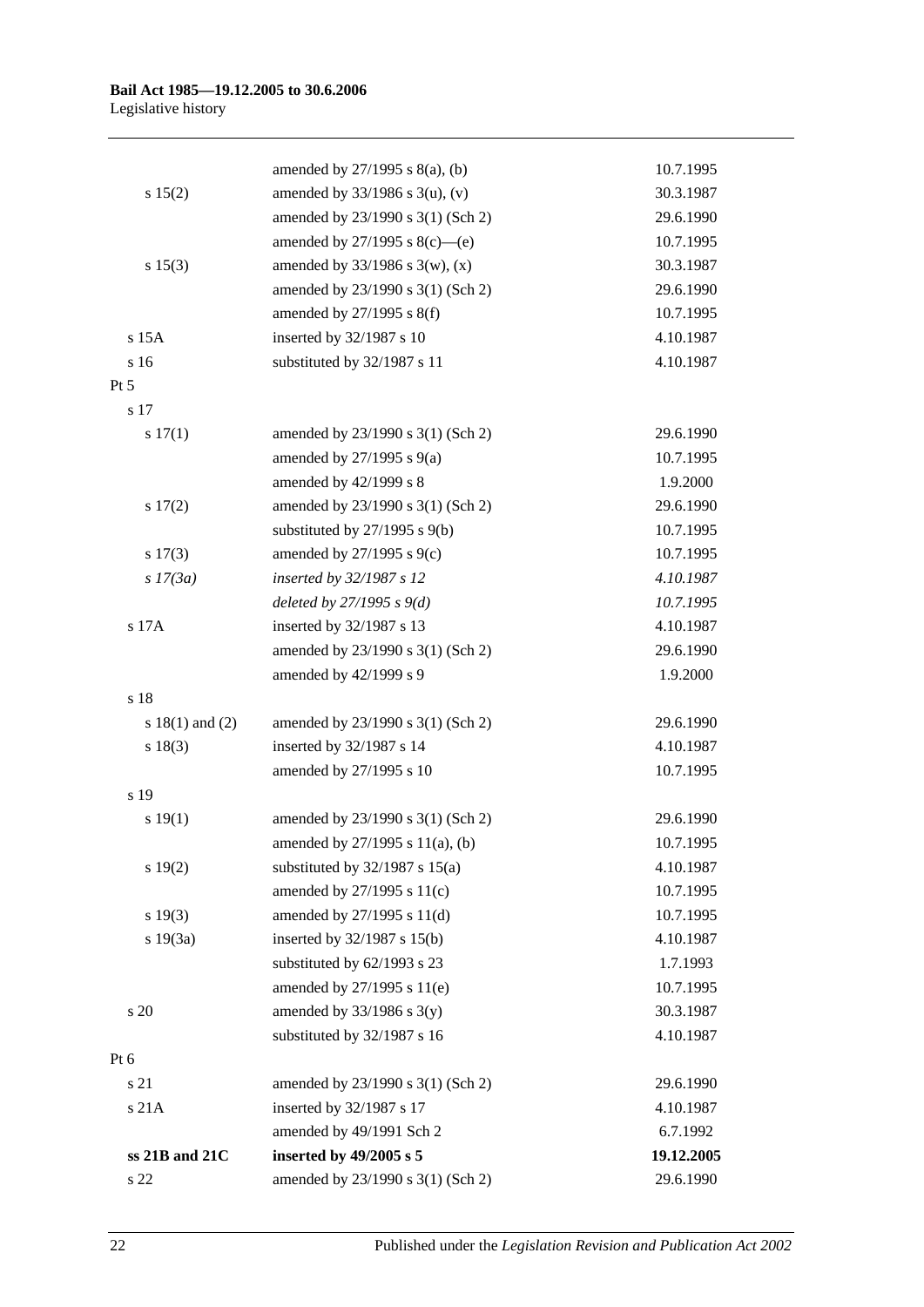| | | |
|---|---|---|
| | amended by 27/1995 s 8(a), (b) | 10.7.1995 |
| s 15(2) | amended by 33/1986 s 3(u), (v) | 30.3.1987 |
| | amended by 23/1990 s 3(1) (Sch 2) | 29.6.1990 |
| | amended by 27/1995 s 8(c)—(e) | 10.7.1995 |
| s 15(3) | amended by 33/1986 s 3(w), (x) | 30.3.1987 |
| | amended by 23/1990 s 3(1) (Sch 2) | 29.6.1990 |
| | amended by 27/1995 s 8(f) | 10.7.1995 |
| s 15A | inserted by 32/1987 s 10 | 4.10.1987 |
| s 16 | substituted by 32/1987 s 11 | 4.10.1987 |
| Pt 5 | | |
| s 17 | | |
| s 17(1) | amended by 23/1990 s 3(1) (Sch 2) | 29.6.1990 |
| | amended by 27/1995 s 9(a) | 10.7.1995 |
| | amended by 42/1999 s 8 | 1.9.2000 |
| s 17(2) | amended by 23/1990 s 3(1) (Sch 2) | 29.6.1990 |
| | substituted by 27/1995 s 9(b) | 10.7.1995 |
| s 17(3) | amended by 27/1995 s 9(c) | 10.7.1995 |
| *s 17(3a)* | *inserted by 32/1987 s 12* | *4.10.1987* |
| | *deleted by 27/1995 s 9(d)* | *10.7.1995* |
| s 17A | inserted by 32/1987 s 13 | 4.10.1987 |
| | amended by 23/1990 s 3(1) (Sch 2) | 29.6.1990 |
| | amended by 42/1999 s 9 | 1.9.2000 |
| s 18 | | |
| s 18(1) and (2) | amended by 23/1990 s 3(1) (Sch 2) | 29.6.1990 |
| s 18(3) | inserted by 32/1987 s 14 | 4.10.1987 |
| | amended by 27/1995 s 10 | 10.7.1995 |
| s 19 | | |
| s 19(1) | amended by 23/1990 s 3(1) (Sch 2) | 29.6.1990 |
| | amended by 27/1995 s 11(a), (b) | 10.7.1995 |
| s 19(2) | substituted by 32/1987 s 15(a) | 4.10.1987 |
| | amended by 27/1995 s 11(c) | 10.7.1995 |
| s 19(3) | amended by 27/1995 s 11(d) | 10.7.1995 |
| s 19(3a) | inserted by 32/1987 s 15(b) | 4.10.1987 |
| | substituted by 62/1993 s 23 | 1.7.1993 |
| | amended by 27/1995 s 11(e) | 10.7.1995 |
| s 20 | amended by 33/1986 s 3(y) | 30.3.1987 |
| | substituted by 32/1987 s 16 | 4.10.1987 |
| Pt 6 | | |
| s 21 | amended by 23/1990 s 3(1) (Sch 2) | 29.6.1990 |
| s 21A | inserted by 32/1987 s 17 | 4.10.1987 |
| | amended by 49/1991 Sch 2 | 6.7.1992 |
| **ss 21B and 21C** | **inserted by 49/2005 s 5** | **19.12.2005** |
| s 22 | amended by 23/1990 s 3(1) (Sch 2) | 29.6.1990 |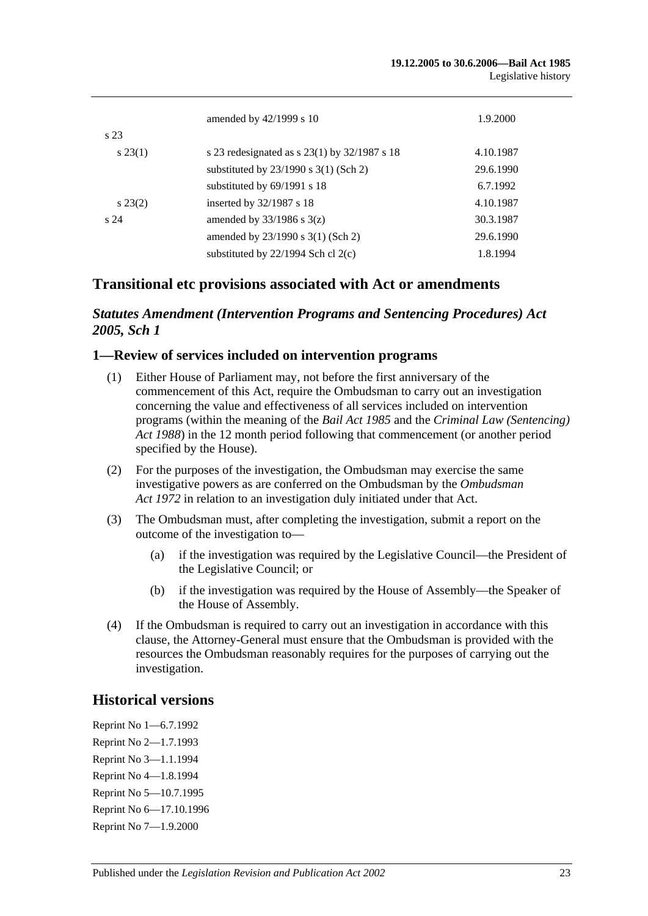| | | |
|---|---|---|
| | amended by 42/1999 s 10 | 1.9.2000 |
| s 23 | | |
| s 23(1) | s 23 redesignated as s 23(1) by 32/1987 s 18 | 4.10.1987 |
| | substituted by 23/1990 s 3(1) (Sch 2) | 29.6.1990 |
| | substituted by 69/1991 s 18 | 6.7.1992 |
| s 23(2) | inserted by 32/1987 s 18 | 4.10.1987 |
| s 24 | amended by 33/1986 s 3(z) | 30.3.1987 |
| | amended by 23/1990 s 3(1) (Sch 2) | 29.6.1990 |
| | substituted by 22/1994 Sch cl 2(c) | 1.8.1994 |

## Transitional etc provisions associated with Act or amendments

### *Statutes Amendment (Intervention Programs and Sentencing Procedures) Act 2005, Sch 1*

### 1—Review of services included on intervention programs

(1) Either House of Parliament may, not before the first anniversary of the commencement of this Act, require the Ombudsman to carry out an investigation concerning the value and effectiveness of all services included on intervention programs (within the meaning of the *Bail Act 1985* and the *Criminal Law (Sentencing) Act 1988*) in the 12 month period following that commencement (or another period specified by the House).

(2) For the purposes of the investigation, the Ombudsman may exercise the same investigative powers as are conferred on the Ombudsman by the *Ombudsman Act 1972* in relation to an investigation duly initiated under that Act.

(3) The Ombudsman must, after completing the investigation, submit a report on the outcome of the investigation to—

(a) if the investigation was required by the Legislative Council—the President of the Legislative Council; or

(b) if the investigation was required by the House of Assembly—the Speaker of the House of Assembly.

(4) If the Ombudsman is required to carry out an investigation in accordance with this clause, the Attorney-General must ensure that the Ombudsman is provided with the resources the Ombudsman reasonably requires for the purposes of carrying out the investigation.

## Historical versions

Reprint No 1—6.7.1992
Reprint No 2—1.7.1993
Reprint No 3—1.1.1994
Reprint No 4—1.8.1994
Reprint No 5—10.7.1995
Reprint No 6—17.10.1996
Reprint No 7—1.9.2000